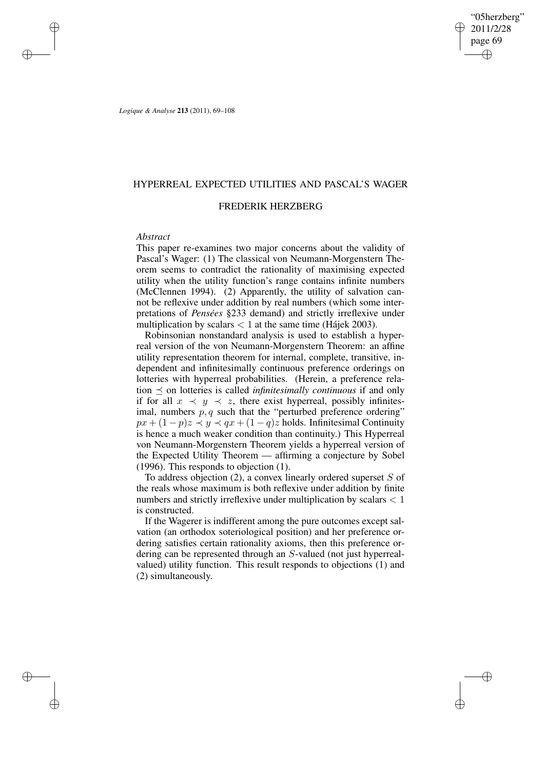# HYPERREAL EXPECTED UTILITIES AND PASCAL'S WAGER

## FREDERIK HERZBERG

### *Abstract*

This paper re-examines two major concerns about the validity of Pascal's Wager: (1) The classical von Neumann-Morgenstern Theorem seems to contradict the rationality of maximising expected utility when the utility function's range contains infinite numbers (McClennen 1994). (2) Apparently, the utility of salvation cannot be reflexive under addition by real numbers (which some interpretations of *Pensées* §233 demand) and strictly irreflexive under multiplication by scalars $< 1$ at the same time (Hájek 2003).

Robinsonian nonstandard analysis is used to establish a hyperreal version of the von Neumann-Morgenstern Theorem: an affine utility representation theorem for internal, complete, transitive, independent and infinitesimally continuous preference orderings on lotteries with hyperreal probabilities. (Herein, a preference relation $\preceq$ on lotteries is called *infinitesimally continuous* if and only if for all $x \prec y \prec z$, there exist hyperreal, possibly infinitesimal, numbers $p, q$ such that the "perturbed preference ordering" $px + (1-p)z \prec y \prec qx + (1-q)z$ holds. Infinitesimal Continuity is hence a much weaker condition than continuity.) This Hyperreal von Neumann-Morgenstern Theorem yields a hyperreal version of the Expected Utility Theorem — affirming a conjecture by Sobel (1996). This responds to objection (1).

To address objection (2), a convex linearly ordered superset $S$ of the reals whose maximum is both reflexive under addition by finite numbers and strictly irreflexive under multiplication by scalars $< 1$ is constructed.

If the Wagerer is indifferent among the pure outcomes except salvation (an orthodox soteriological position) and her preference ordering satisfies certain rationality axioms, then this preference ordering can be represented through an $S$-valued (not just hyperreal-valued) utility function. This result responds to objections (1) and (2) simultaneously.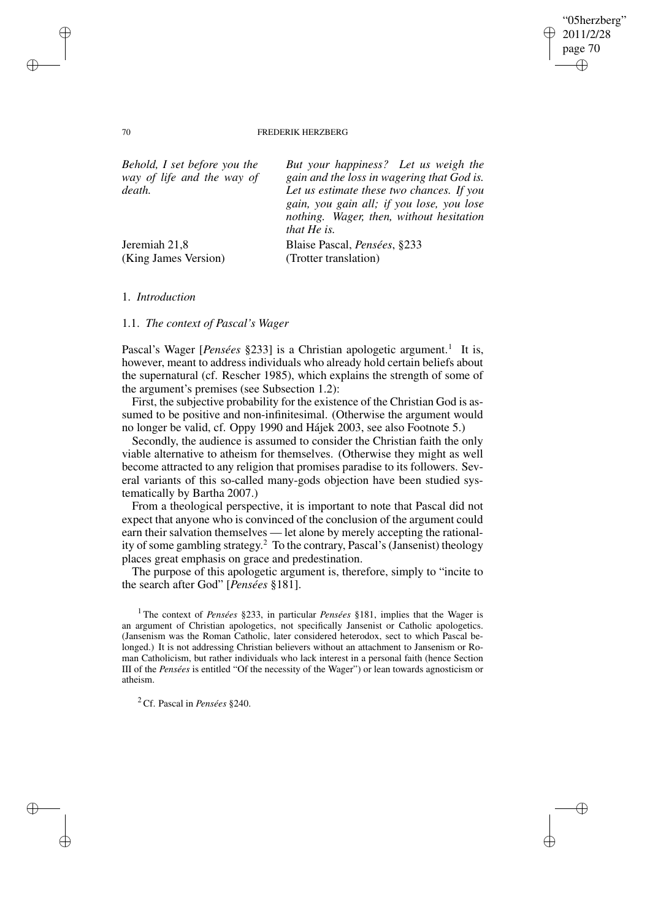| | |
|---|---|
| *Behold, I set before you the way of life and the way of death.* | *But your happiness? Let us weigh the gain and the loss in wagering that God is. Let us estimate these two chances. If you gain, you gain all; if you lose, you lose nothing. Wager, then, without hesitation that He is.* |
| Jeremiah 21,8 (King James Version) | Blaise Pascal, *Pensées*, §233 (Trotter translation) |

## 1. *Introduction*

### 1.1. *The context of Pascal's Wager*

Pascal's Wager [*Pensées* §233] is a Christian apologetic argument.[1] It is, however, meant to address individuals who already hold certain beliefs about the supernatural (cf. Rescher 1985), which explains the strength of some of the argument's premises (see Subsection 1.2):

First, the subjective probability for the existence of the Christian God is assumed to be positive and non-infinitesimal. (Otherwise the argument would no longer be valid, cf. Oppy 1990 and Hájek 2003, see also Footnote 5.)

Secondly, the audience is assumed to consider the Christian faith the only viable alternative to atheism for themselves. (Otherwise they might as well become attracted to any religion that promises paradise to its followers. Several variants of this so-called many-gods objection have been studied systematically by Bartha 2007.)

From a theological perspective, it is important to note that Pascal did not expect that anyone who is convinced of the conclusion of the argument could earn their salvation themselves — let alone by merely accepting the rationality of some gambling strategy.[2] To the contrary, Pascal's (Jansenist) theology places great emphasis on grace and predestination.

The purpose of this apologetic argument is, therefore, simply to "incite to the search after God" [*Pensées* §181].

[1] The context of *Pensées* §233, in particular *Pensées* §181, implies that the Wager is an argument of Christian apologetics, not specifically Jansenist or Catholic apologetics. (Jansenism was the Roman Catholic, later considered heterodox, sect to which Pascal belonged.) It is not addressing Christian believers without an attachment to Jansenism or Roman Catholicism, but rather individuals who lack interest in a personal faith (hence Section III of the *Pensées* is entitled "Of the necessity of the Wager") or lean towards agnosticism or atheism.

[2] Cf. Pascal in *Pensées* §240.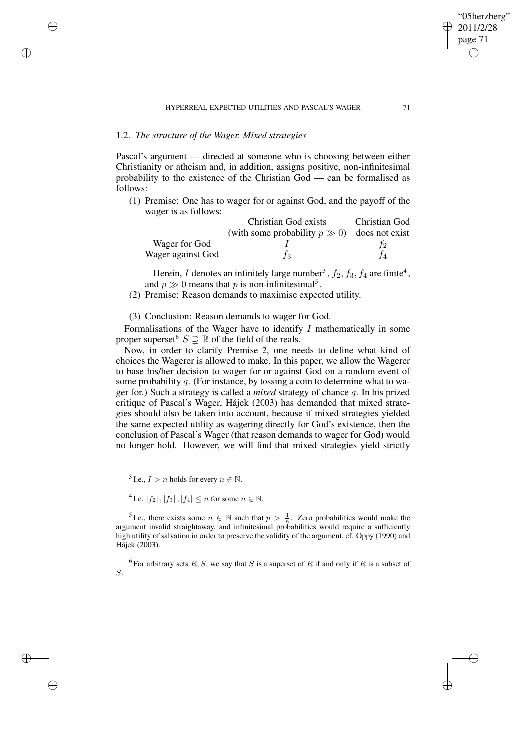### 1.2. *The structure of the Wager. Mixed strategies*

Pascal's argument — directed at someone who is choosing between either Christianity or atheism and, in addition, assigns positive, non-infinitesimal probability to the existence of the Christian God — can be formalised as follows:

(1) Premise: One has to wager for or against God, and the payoff of the wager is as follows:

| | Christian God exists (with some probability $p \gg 0$) | Christian God does not exist |
|---|---|---|
| Wager for God | $I$ | $f_2$ |
| Wager against God | $f_3$ | $f_4$ |

Herein, $I$ denotes an infinitely large number[3], $f_2, f_3, f_4$ are finite[4], and $p \gg 0$ means that $p$ is non-infinitesimal[5].

(2) Premise: Reason demands to maximise expected utility.

(3) Conclusion: Reason demands to wager for God.

Formalisations of the Wager have to identify $I$ mathematically in some proper superset[6] $S \supsetneq \mathbb{R}$ of the field of the reals.

Now, in order to clarify Premise 2, one needs to define what kind of choices the Wagerer is allowed to make. In this paper, we allow the Wagerer to base his/her decision to wager for or against God on a random event of some probability $q$. (For instance, by tossing a coin to determine what to wager for.) Such a strategy is called a *mixed* strategy of chance $q$. In his prized critique of Pascal's Wager, Hájek (2003) has demanded that mixed strategies should also be taken into account, because if mixed strategies yielded the same expected utility as wagering directly for God's existence, then the conclusion of Pascal's Wager (that reason demands to wager for God) would no longer hold. However, we will find that mixed strategies yield strictly

[3] I.e., $I > n$ holds for every $n \in \mathbb{N}$.

[4] I.e. $|f_2|, |f_3|, |f_4| \leq n$ for some $n \in \mathbb{N}$.

[5] I.e., there exists some $n \in \mathbb{N}$ such that $p > \frac{1}{n}$. Zero probabilities would make the argument invalid straightaway, and infinitesimal probabilities would require a sufficiently high utility of salvation in order to preserve the validity of the argument, cf. Oppy (1990) and Hájek (2003).

[6] For arbitrary sets $R, S$, we say that $S$ is a superset of $R$ if and only if $R$ is a subset of $S$.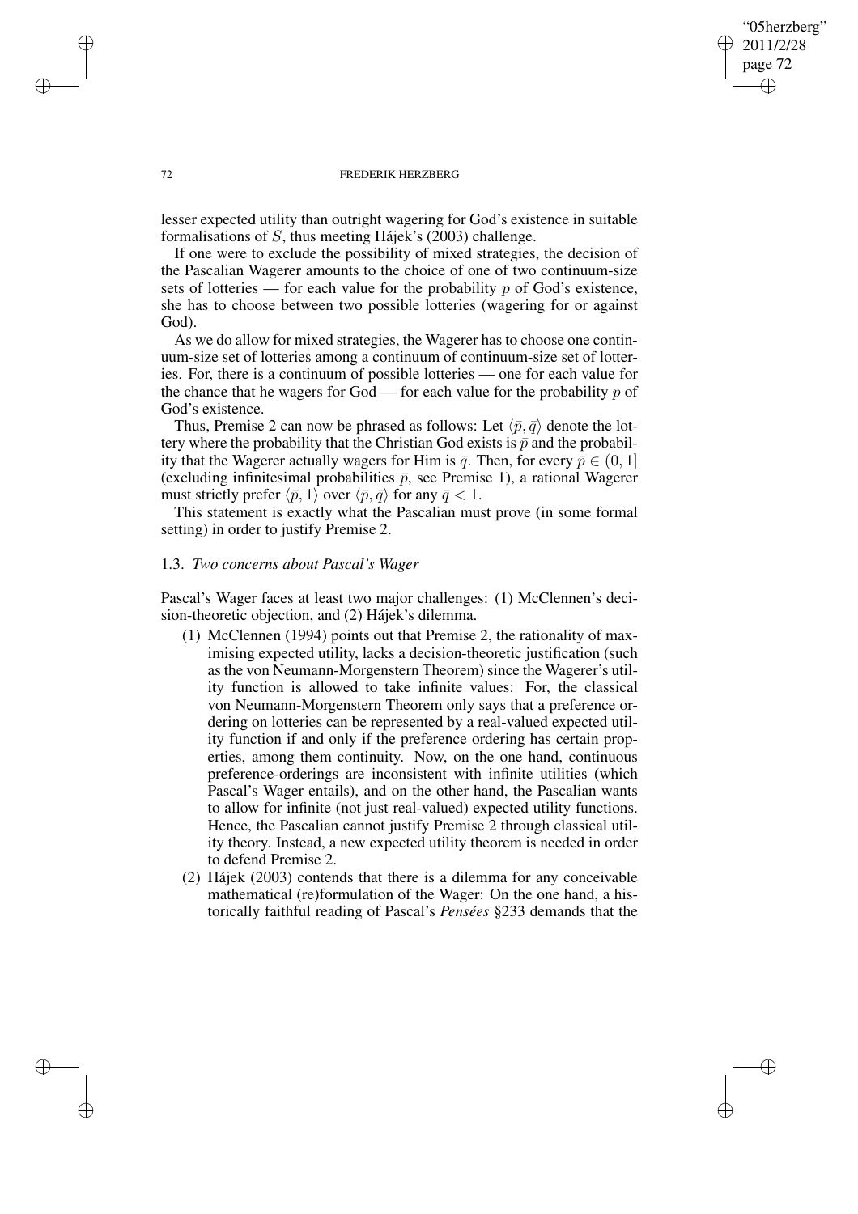lesser expected utility than outright wagering for God's existence in suitable formalisations of $S$, thus meeting Hájek's (2003) challenge.

If one were to exclude the possibility of mixed strategies, the decision of the Pascalian Wagerer amounts to the choice of one of two continuum-size sets of lotteries — for each value for the probability $p$ of God's existence, she has to choose between two possible lotteries (wagering for or against God).

As we do allow for mixed strategies, the Wagerer has to choose one continuum-size set of lotteries among a continuum of continuum-size set of lotteries. For, there is a continuum of possible lotteries — one for each value for the chance that he wagers for God — for each value for the probability $p$ of God's existence.

Thus, Premise 2 can now be phrased as follows: Let $\langle \bar{p}, \bar{q} \rangle$ denote the lottery where the probability that the Christian God exists is $\bar{p}$ and the probability that the Wagerer actually wagers for Him is $\bar{q}$. Then, for every $\bar{p} \in (0, 1]$ (excluding infinitesimal probabilities $\bar{p}$, see Premise 1), a rational Wagerer must strictly prefer $\langle \bar{p}, 1 \rangle$ over $\langle \bar{p}, \bar{q} \rangle$ for any $\bar{q} < 1$.

This statement is exactly what the Pascalian must prove (in some formal setting) in order to justify Premise 2.

### 1.3. *Two concerns about Pascal's Wager*

Pascal's Wager faces at least two major challenges: (1) McClennen's decision-theoretic objection, and (2) Hájek's dilemma.

(1) McClennen (1994) points out that Premise 2, the rationality of maximising expected utility, lacks a decision-theoretic justification (such as the von Neumann-Morgenstern Theorem) since the Wagerer's utility function is allowed to take infinite values: For, the classical von Neumann-Morgenstern Theorem only says that a preference ordering on lotteries can be represented by a real-valued expected utility function if and only if the preference ordering has certain properties, among them continuity. Now, on the one hand, continuous preference-orderings are inconsistent with infinite utilities (which Pascal's Wager entails), and on the other hand, the Pascalian wants to allow for infinite (not just real-valued) expected utility functions. Hence, the Pascalian cannot justify Premise 2 through classical utility theory. Instead, a new expected utility theorem is needed in order to defend Premise 2.

(2) Hájek (2003) contends that there is a dilemma for any conceivable mathematical (re)formulation of the Wager: On the one hand, a historically faithful reading of Pascal's *Pensées* §233 demands that the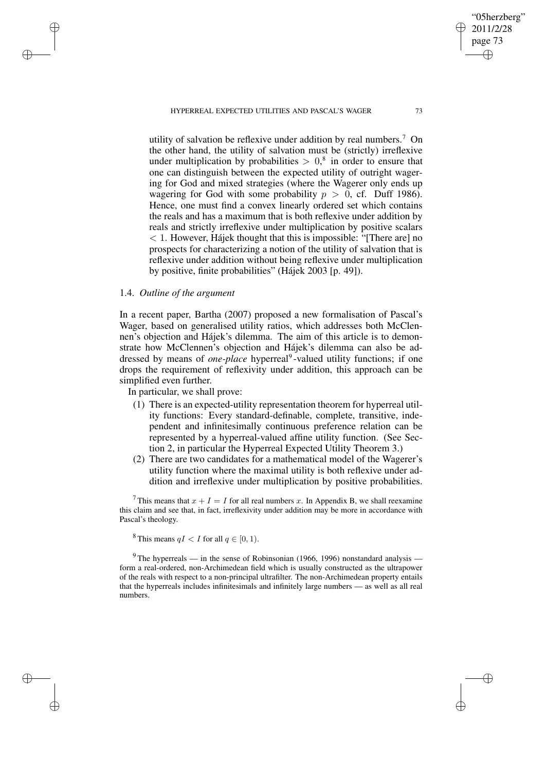utility of salvation be reflexive under addition by real numbers.[7] On the other hand, the utility of salvation must be (strictly) irreflexive under multiplication by probabilities $> 0$,[8] in order to ensure that one can distinguish between the expected utility of outright wagering for God and mixed strategies (where the Wagerer only ends up wagering for God with some probability $p > 0$, cf. Duff 1986). Hence, one must find a convex linearly ordered set which contains the reals and has a maximum that is both reflexive under addition by reals and strictly irreflexive under multiplication by positive scalars $< 1$. However, Hájek thought that this is impossible: "[There are] no prospects for characterizing a notion of the utility of salvation that is reflexive under addition without being reflexive under multiplication by positive, finite probabilities" (Hájek 2003 [p. 49]).

### 1.4. *Outline of the argument*

In a recent paper, Bartha (2007) proposed a new formalisation of Pascal's Wager, based on generalised utility ratios, which addresses both McClennen's objection and Hájek's dilemma. The aim of this article is to demonstrate how McClennen's objection and Hájek's dilemma can also be addressed by means of *one-place* hyperreal[9]-valued utility functions; if one drops the requirement of reflexivity under addition, this approach can be simplified even further.

In particular, we shall prove:

(1) There is an expected-utility representation theorem for hyperreal utility functions: Every standard-definable, complete, transitive, independent and infinitesimally continuous preference relation can be represented by a hyperreal-valued affine utility function. (See Section 2, in particular the Hyperreal Expected Utility Theorem 3.)

(2) There are two candidates for a mathematical model of the Wagerer's utility function where the maximal utility is both reflexive under addition and irreflexive under multiplication by positive probabilities.

[7] This means that $x + I = I$ for all real numbers $x$. In Appendix B, we shall reexamine this claim and see that, in fact, irreflexivity under addition may be more in accordance with Pascal's theology.

[8] This means $qI < I$ for all $q \in [0, 1)$.

[9] The hyperreals — in the sense of Robinsonian (1966, 1996) nonstandard analysis — form a real-ordered, non-Archimedean field which is usually constructed as the ultrapower of the reals with respect to a non-principal ultrafilter. The non-Archimedean property entails that the hyperreals includes infinitesimals and infinitely large numbers — as well as all real numbers.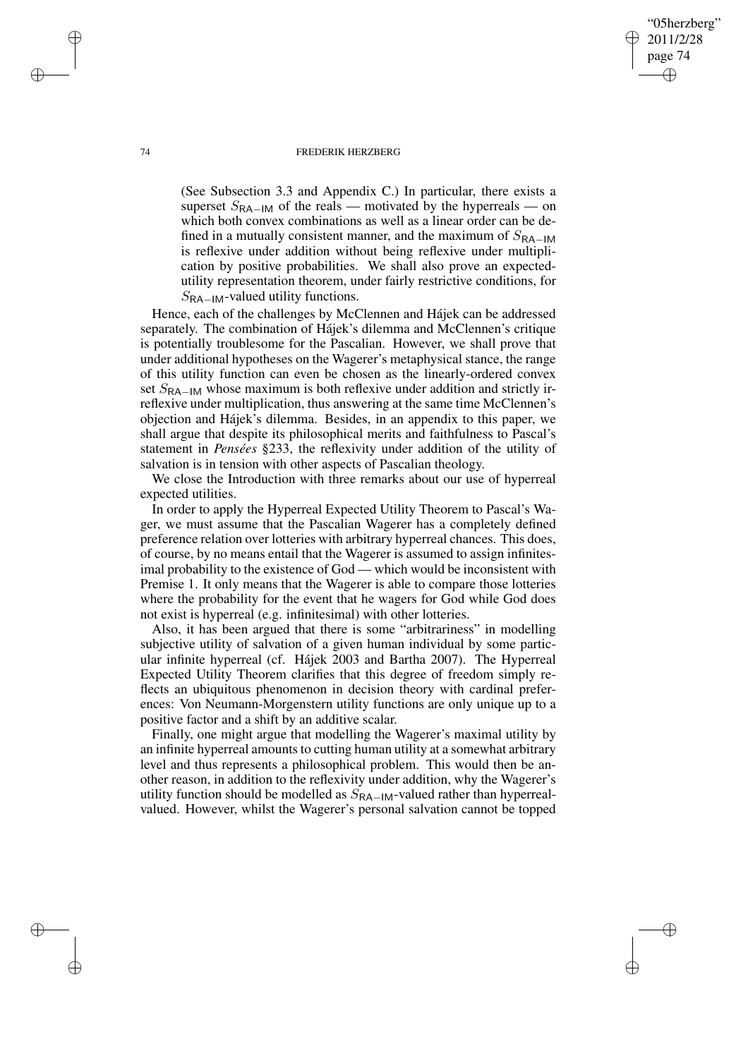(See Subsection 3.3 and Appendix C.) In particular, there exists a superset $S_{\mathsf{RA-IM}}$ of the reals — motivated by the hyperreals — on which both convex combinations as well as a linear order can be defined in a mutually consistent manner, and the maximum of $S_{\mathsf{RA-IM}}$ is reflexive under addition without being reflexive under multiplication by positive probabilities. We shall also prove an expected-utility representation theorem, under fairly restrictive conditions, for $S_{\mathsf{RA-IM}}$-valued utility functions.

Hence, each of the challenges by McClennen and Hájek can be addressed separately. The combination of Hájek's dilemma and McClennen's critique is potentially troublesome for the Pascalian. However, we shall prove that under additional hypotheses on the Wagerer's metaphysical stance, the range of this utility function can even be chosen as the linearly-ordered convex set $S_{\mathsf{RA-IM}}$ whose maximum is both reflexive under addition and strictly irreflexive under multiplication, thus answering at the same time McClennen's objection and Hájek's dilemma. Besides, in an appendix to this paper, we shall argue that despite its philosophical merits and faithfulness to Pascal's statement in *Pensées* §233, the reflexivity under addition of the utility of salvation is in tension with other aspects of Pascalian theology.

We close the Introduction with three remarks about our use of hyperreal expected utilities.

In order to apply the Hyperreal Expected Utility Theorem to Pascal's Wager, we must assume that the Pascalian Wagerer has a completely defined preference relation over lotteries with arbitrary hyperreal chances. This does, of course, by no means entail that the Wagerer is assumed to assign infinitesimal probability to the existence of God — which would be inconsistent with Premise 1. It only means that the Wagerer is able to compare those lotteries where the probability for the event that he wagers for God while God does not exist is hyperreal (e.g. infinitesimal) with other lotteries.

Also, it has been argued that there is some "arbitrariness" in modelling subjective utility of salvation of a given human individual by some particular infinite hyperreal (cf. Hájek 2003 and Bartha 2007). The Hyperreal Expected Utility Theorem clarifies that this degree of freedom simply reflects an ubiquitous phenomenon in decision theory with cardinal preferences: Von Neumann-Morgenstern utility functions are only unique up to a positive factor and a shift by an additive scalar.

Finally, one might argue that modelling the Wagerer's maximal utility by an infinite hyperreal amounts to cutting human utility at a somewhat arbitrary level and thus represents a philosophical problem. This would then be another reason, in addition to the reflexivity under addition, why the Wagerer's utility function should be modelled as $S_{\mathsf{RA-IM}}$-valued rather than hyperreal-valued. However, whilst the Wagerer's personal salvation cannot be topped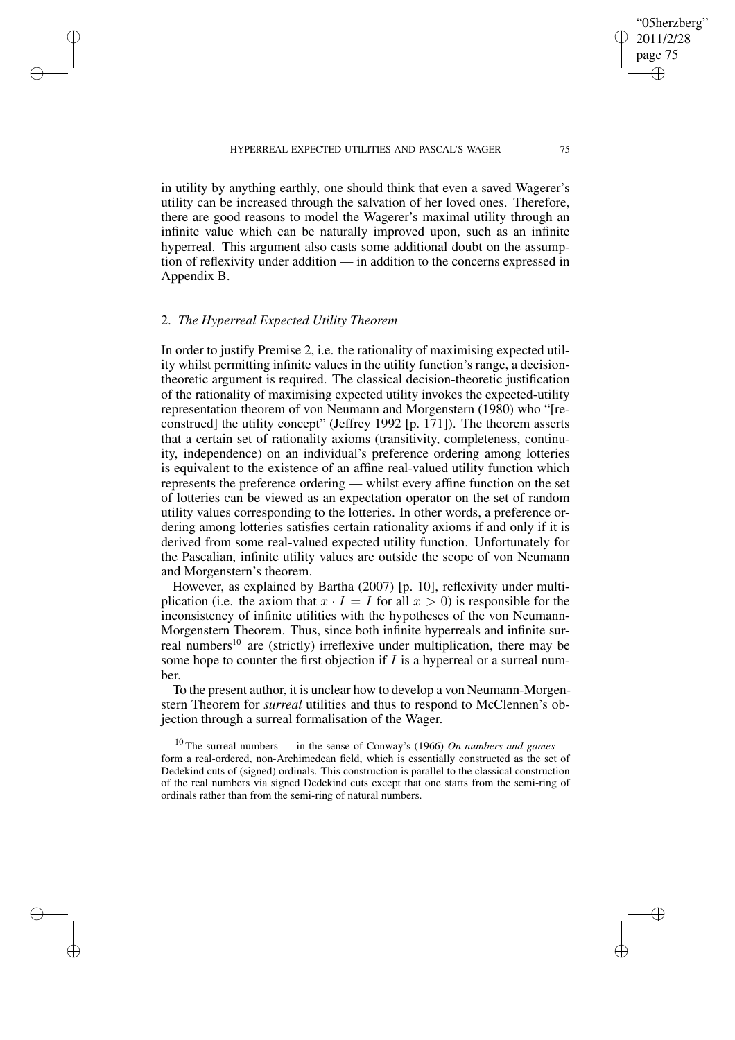in utility by anything earthly, one should think that even a saved Wagerer's utility can be increased through the salvation of her loved ones. Therefore, there are good reasons to model the Wagerer's maximal utility through an infinite value which can be naturally improved upon, such as an infinite hyperreal. This argument also casts some additional doubt on the assumption of reflexivity under addition — in addition to the concerns expressed in Appendix B.

## 2. *The Hyperreal Expected Utility Theorem*

In order to justify Premise 2, i.e. the rationality of maximising expected utility whilst permitting infinite values in the utility function's range, a decision-theoretic argument is required. The classical decision-theoretic justification of the rationality of maximising expected utility invokes the expected-utility representation theorem of von Neumann and Morgenstern (1980) who "[reconstrued] the utility concept" (Jeffrey 1992 [p. 171]). The theorem asserts that a certain set of rationality axioms (transitivity, completeness, continuity, independence) on an individual's preference ordering among lotteries is equivalent to the existence of an affine real-valued utility function which represents the preference ordering — whilst every affine function on the set of lotteries can be viewed as an expectation operator on the set of random utility values corresponding to the lotteries. In other words, a preference ordering among lotteries satisfies certain rationality axioms if and only if it is derived from some real-valued expected utility function. Unfortunately for the Pascalian, infinite utility values are outside the scope of von Neumann and Morgenstern's theorem.

However, as explained by Bartha (2007) [p. 10], reflexivity under multiplication (i.e. the axiom that $x \cdot I = I$ for all $x > 0$) is responsible for the inconsistency of infinite utilities with the hypotheses of the von Neumann-Morgenstern Theorem. Thus, since both infinite hyperreals and infinite surreal numbers[10] are (strictly) irreflexive under multiplication, there may be some hope to counter the first objection if $I$ is a hyperreal or a surreal number.

To the present author, it is unclear how to develop a von Neumann-Morgenstern Theorem for *surreal* utilities and thus to respond to McClennen's objection through a surreal formalisation of the Wager.

[10] The surreal numbers — in the sense of Conway's (1966) *On numbers and games* — form a real-ordered, non-Archimedean field, which is essentially constructed as the set of Dedekind cuts of (signed) ordinals. This construction is parallel to the classical construction of the real numbers via signed Dedekind cuts except that one starts from the semi-ring of ordinals rather than from the semi-ring of natural numbers.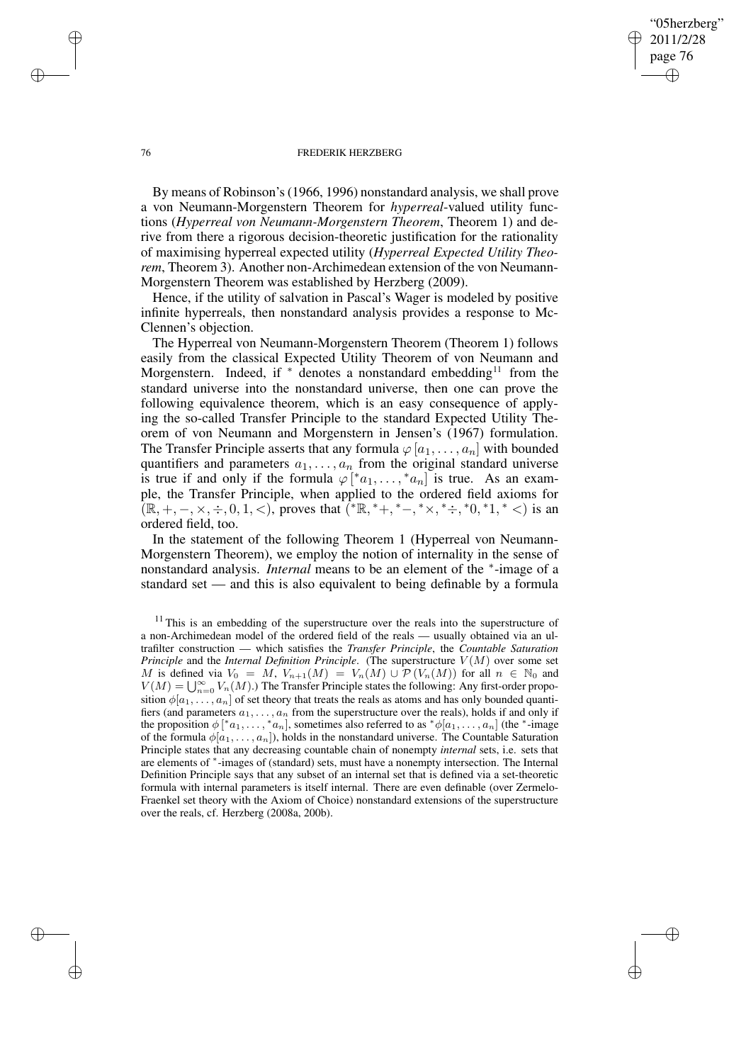By means of Robinson's (1966, 1996) nonstandard analysis, we shall prove a von Neumann-Morgenstern Theorem for *hyperreal*-valued utility functions (*Hyperreal von Neumann-Morgenstern Theorem*, Theorem 1) and derive from there a rigorous decision-theoretic justification for the rationality of maximising hyperreal expected utility (*Hyperreal Expected Utility Theorem*, Theorem 3). Another non-Archimedean extension of the von Neumann-Morgenstern Theorem was established by Herzberg (2009).

Hence, if the utility of salvation in Pascal's Wager is modeled by positive infinite hyperreals, then nonstandard analysis provides a response to McClennen's objection.

The Hyperreal von Neumann-Morgenstern Theorem (Theorem 1) follows easily from the classical Expected Utility Theorem of von Neumann and Morgenstern. Indeed, if $^*$ denotes a nonstandard embedding[11] from the standard universe into the nonstandard universe, then one can prove the following equivalence theorem, which is an easy consequence of applying the so-called Transfer Principle to the standard Expected Utility Theorem of von Neumann and Morgenstern in Jensen's (1967) formulation. The Transfer Principle asserts that any formula $\varphi\left[a_1, \ldots, a_n\right]$ with bounded quantifiers and parameters $a_1, \ldots, a_n$ from the original standard universe is true if and only if the formula $\varphi\left[{}^*a_1, \ldots, {}^*a_n\right]$ is true. As an example, the Transfer Principle, when applied to the ordered field axioms for $(\mathbb{R}, +, -, \times, \div, 0, 1, <)$, proves that $({}^*\mathbb{R}, {}^*+, {}^*-, {}^*\times, {}^*\div, {}^*0, {}^*1, {}^*<)$ is an ordered field, too.

In the statement of the following Theorem 1 (Hyperreal von Neumann-Morgenstern Theorem), we employ the notion of internality in the sense of nonstandard analysis. *Internal* means to be an element of the $^*$-image of a standard set — and this is also equivalent to being definable by a formula

[11] This is an embedding of the superstructure over the reals into the superstructure of a non-Archimedean model of the ordered field of the reals — usually obtained via an ultrafilter construction — which satisfies the *Transfer Principle*, the *Countable Saturation Principle* and the *Internal Definition Principle*. (The superstructure $V(M)$ over some set $M$ is defined via $V_0 = M$, $V_{n+1}(M) = V_n(M) \cup \mathcal{P}\left(V_n(M)\right)$ for all $n \in \mathbb{N}_0$ and $V(M) = \bigcup_{n=0}^{\infty} V_n(M)$.) The Transfer Principle states the following: Any first-order proposition $\phi[a_1, \ldots, a_n]$ of set theory that treats the reals as atoms and has only bounded quantifiers (and parameters $a_1, \ldots, a_n$ from the superstructure over the reals), holds if and only if the proposition $\phi\left[{}^*a_1, \ldots, {}^*a_n\right]$, sometimes also referred to as ${}^*\phi[a_1, \ldots, a_n]$ (the $^*$-image of the formula $\phi[a_1, \ldots, a_n]$), holds in the nonstandard universe. The Countable Saturation Principle states that any decreasing countable chain of nonempty *internal* sets, i.e. sets that are elements of $^*$-images of (standard) sets, must have a nonempty intersection. The Internal Definition Principle says that any subset of an internal set that is defined via a set-theoretic formula with internal parameters is itself internal. There are even definable (over Zermelo-Fraenkel set theory with the Axiom of Choice) nonstandard extensions of the superstructure over the reals, cf. Herzberg (2008a, 200b).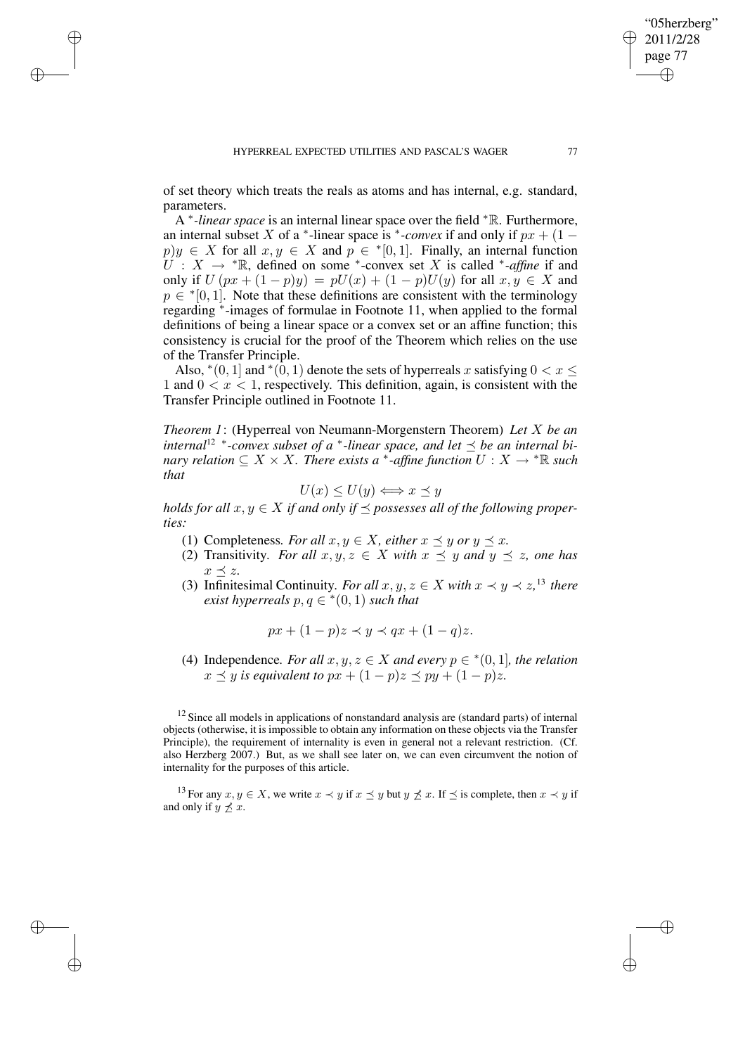of set theory which treats the reals as atoms and has internal, e.g. standard, parameters.

A $^*$-*linear space* is an internal linear space over the field $^*\mathbb{R}$. Furthermore, an internal subset $X$ of a $^*$-linear space is $^*$-*convex* if and only if $px + (1 - p)y \in X$ for all $x, y \in X$ and $p \in {}^*[0, 1]$. Finally, an internal function $U : X \to {}^*\mathbb{R}$, defined on some $^*$-convex set $X$ is called $^*$-*affine* if and only if $U(px + (1 - p)y) = pU(x) + (1 - p)U(y)$ for all $x, y \in X$ and $p \in {}^*[0, 1]$. Note that these definitions are consistent with the terminology regarding $^*$-images of formulae in Footnote 11, when applied to the formal definitions of being a linear space or a convex set or an affine function; this consistency is crucial for the proof of the Theorem which relies on the use of the Transfer Principle.

Also, ${}^*(0, 1]$ and ${}^*(0, 1)$ denote the sets of hyperreals $x$ satisfying $0 < x \leq 1$ and $0 < x < 1$, respectively. This definition, again, is consistent with the Transfer Principle outlined in Footnote 11.

*Theorem 1*: (Hyperreal von Neumann-Morgenstern Theorem) *Let $X$ be an internal*[12] *$^*$-convex subset of a $^*$-linear space, and let $\preceq$ be an internal binary relation $\subseteq X \times X$. There exists a $^*$-affine function $U : X \to {}^*\mathbb{R}$ such that*

$$U(x) \leq U(y) \Longleftrightarrow x \preceq y$$

*holds for all $x, y \in X$ if and only if $\preceq$ possesses all of the following properties:*

(1) Completeness*. For all $x, y \in X$, either $x \preceq y$ or $y \preceq x$.*
(2) Transitivity*. For all $x, y, z \in X$ with $x \preceq y$ and $y \preceq z$, one has $x \preceq z$.*
(3) Infinitesimal Continuity*. For all $x, y, z \in X$ with $x \prec y \prec z$,*[13] *there exist hyperreals $p, q \in {}^*(0, 1)$ such that*

$$px + (1 - p)z \prec y \prec qx + (1 - q)z.$$

(4) Independence*. For all $x, y, z \in X$ and every $p \in {}^*(0, 1]$, the relation $x \preceq y$ is equivalent to $px + (1 - p)z \preceq py + (1 - p)z$.*

[12] Since all models in applications of nonstandard analysis are (standard parts) of internal objects (otherwise, it is impossible to obtain any information on these objects via the Transfer Principle), the requirement of internality is even in general not a relevant restriction. (Cf. also Herzberg 2007.) But, as we shall see later on, we can even circumvent the notion of internality for the purposes of this article.

[13] For any $x, y \in X$, we write $x \prec y$ if $x \preceq y$ but $y \not\preceq x$. If $\preceq$ is complete, then $x \prec y$ if and only if $y \not\preceq x$.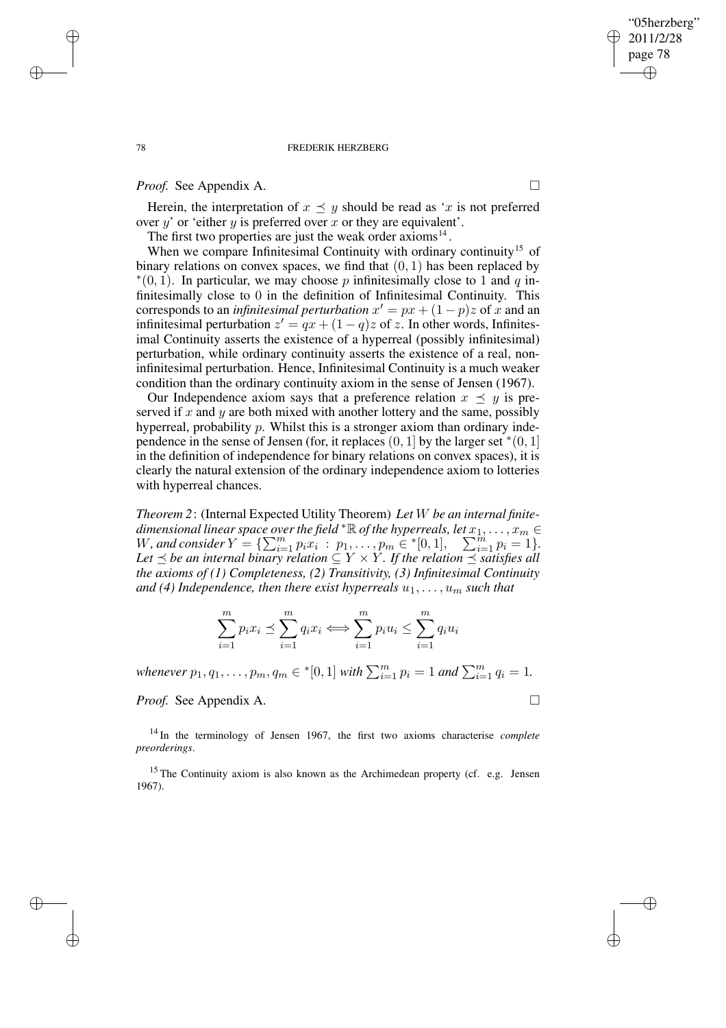*Proof.* See Appendix A. □

Herein, the interpretation of $x \preceq y$ should be read as '$x$ is not preferred over $y$' or 'either $y$ is preferred over $x$ or they are equivalent'.

The first two properties are just the weak order axioms[14].

When we compare Infinitesimal Continuity with ordinary continuity[15] of binary relations on convex spaces, we find that $(0, 1)$ has been replaced by ${}^*(0, 1)$. In particular, we may choose $p$ infinitesimally close to 1 and $q$ infinitesimally close to 0 in the definition of Infinitesimal Continuity. This corresponds to an *infinitesimal perturbation* $x' = px + (1 - p)z$ of $x$ and an infinitesimal perturbation $z' = qx + (1 - q)z$ of $z$. In other words, Infinitesimal Continuity asserts the existence of a hyperreal (possibly infinitesimal) perturbation, while ordinary continuity asserts the existence of a real, non-infinitesimal perturbation. Hence, Infinitesimal Continuity is a much weaker condition than the ordinary continuity axiom in the sense of Jensen (1967).

Our Independence axiom says that a preference relation $x \preceq y$ is preserved if $x$ and $y$ are both mixed with another lottery and the same, possibly hyperreal, probability $p$. Whilst this is a stronger axiom than ordinary independence in the sense of Jensen (for, it replaces $(0, 1]$ by the larger set ${}^*(0, 1]$ in the definition of independence for binary relations on convex spaces), it is clearly the natural extension of the ordinary independence axiom to lotteries with hyperreal chances.

*Theorem 2*: (Internal Expected Utility Theorem) *Let $W$ be an internal finite-dimensional linear space over the field ${}^*\mathbb{R}$ of the hyperreals, let $x_1, \ldots, x_m \in W$, and consider $Y = \{\sum_{i=1}^m p_i x_i \,:\, p_1, \ldots, p_m \in {}^*[0, 1], \quad \sum_{i=1}^m p_i = 1\}$. Let $\preceq$ be an internal binary relation $\subseteq Y \times Y$. If the relation $\preceq$ satisfies all the axioms of (1) Completeness, (2) Transitivity, (3) Infinitesimal Continuity and (4) Independence, then there exist hyperreals $u_1, \ldots, u_m$ such that*

$$\sum_{i=1}^m p_i x_i \preceq \sum_{i=1}^m q_i x_i \Longleftrightarrow \sum_{i=1}^m p_i u_i \leq \sum_{i=1}^m q_i u_i$$

*whenever $p_1, q_1, \ldots, p_m, q_m \in {}^*[0, 1]$ with $\sum_{i=1}^m p_i = 1$ and $\sum_{i=1}^m q_i = 1$.*

*Proof.* See Appendix A. □

[14] In the terminology of Jensen 1967, the first two axioms characterise *complete preorderings*.

[15] The Continuity axiom is also known as the Archimedean property (cf. e.g. Jensen 1967).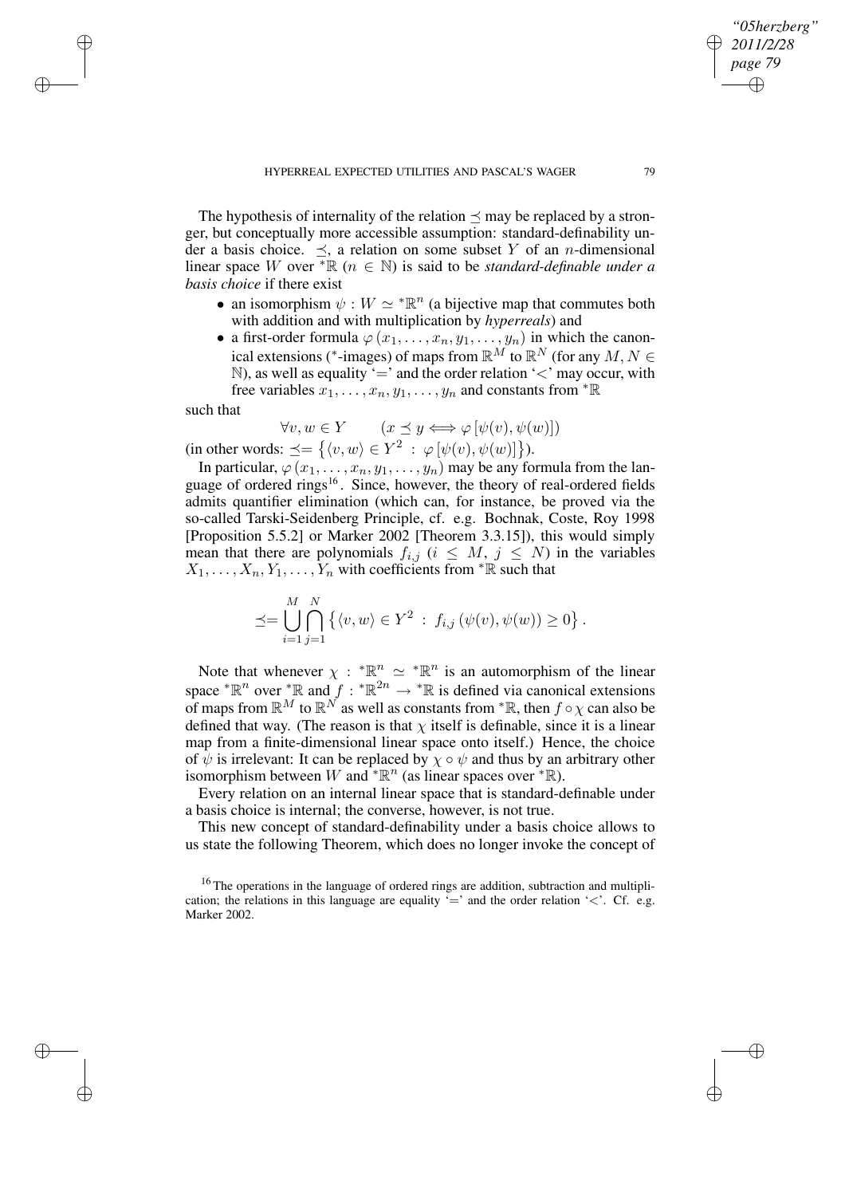The hypothesis of internality of the relation $\preceq$ may be replaced by a stronger, but conceptually more accessible assumption: standard-definability under a basis choice. $\preceq$, a relation on some subset $Y$ of an $n$-dimensional linear space $W$ over ${}^*\mathbb{R}$ ($n \in \mathbb{N}$) is said to be *standard-definable under a basis choice* if there exist

- an isomorphism $\psi : W \simeq {}^*\mathbb{R}^n$ (a bijective map that commutes both with addition and with multiplication by *hyperreals*) and
- a first-order formula $\varphi(x_1, \ldots, x_n, y_1, \ldots, y_n)$ in which the canonical extensions (${}^*$-images) of maps from $\mathbb{R}^M$ to $\mathbb{R}^N$ (for any $M, N \in \mathbb{N}$), as well as equality '$=$' and the order relation '$<$' may occur, with free variables $x_1, \ldots, x_n, y_1, \ldots, y_n$ and constants from ${}^*\mathbb{R}$

such that

$$\forall v, w \in Y \qquad (x \preceq y \Longleftrightarrow \varphi[\psi(v), \psi(w)])$$

(in other words: $\preceq = \{\langle v, w\rangle \in Y^2 \,:\, \varphi[\psi(v), \psi(w)]\}$).

In particular, $\varphi(x_1, \ldots, x_n, y_1, \ldots, y_n)$ may be any formula from the language of ordered rings[16]. Since, however, the theory of real-ordered fields admits quantifier elimination (which can, for instance, be proved via the so-called Tarski-Seidenberg Principle, cf. e.g. Bochnak, Coste, Roy 1998 [Proposition 5.5.2] or Marker 2002 [Theorem 3.3.15]), this would simply mean that there are polynomials $f_{i,j}$ ($i \leq M$, $j \leq N$) in the variables $X_1, \ldots, X_n, Y_1, \ldots, Y_n$ with coefficients from ${}^*\mathbb{R}$ such that

$$\preceq = \bigcup_{i=1}^{M} \bigcap_{j=1}^{N} \left\{\langle v, w\rangle \in Y^2 \,:\, f_{i,j}(\psi(v), \psi(w)) \geq 0\right\}.$$

Note that whenever $\chi : {}^*\mathbb{R}^n \simeq {}^*\mathbb{R}^n$ is an automorphism of the linear space ${}^*\mathbb{R}^n$ over ${}^*\mathbb{R}$ and $f : {}^*\mathbb{R}^{2n} \to {}^*\mathbb{R}$ is defined via canonical extensions of maps from $\mathbb{R}^M$ to $\mathbb{R}^N$ as well as constants from ${}^*\mathbb{R}$, then $f \circ \chi$ can also be defined that way. (The reason is that $\chi$ itself is definable, since it is a linear map from a finite-dimensional linear space onto itself.) Hence, the choice of $\psi$ is irrelevant: It can be replaced by $\chi \circ \psi$ and thus by an arbitrary other isomorphism between $W$ and ${}^*\mathbb{R}^n$ (as linear spaces over ${}^*\mathbb{R}$).

Every relation on an internal linear space that is standard-definable under a basis choice is internal; the converse, however, is not true.

This new concept of standard-definability under a basis choice allows to us state the following Theorem, which does no longer invoke the concept of

[16] The operations in the language of ordered rings are addition, subtraction and multiplication; the relations in this language are equality '$=$' and the order relation '$<$'. Cf. e.g. Marker 2002.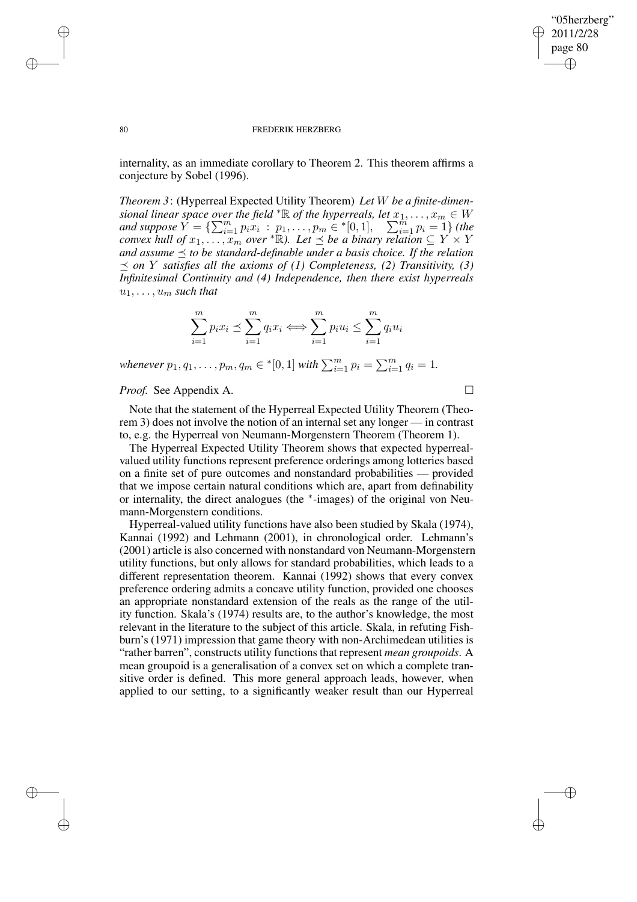internality, as an immediate corollary to Theorem 2. This theorem affirms a conjecture by Sobel (1996).

*Theorem 3*: (Hyperreal Expected Utility Theorem) *Let $W$ be a finite-dimensional linear space over the field ${}^*\mathbb{R}$ of the hyperreals, let $x_1, \ldots, x_m \in W$ and suppose $Y = \{\sum_{i=1}^m p_i x_i \, : \, p_1, \ldots, p_m \in {}^*[0,1], \quad \sum_{i=1}^m p_i = 1\}$ (the convex hull of $x_1, \ldots, x_m$ over ${}^*\mathbb{R}$). Let $\preceq$ be a binary relation $\subseteq Y \times Y$ and assume $\preceq$ to be standard-definable under a basis choice. If the relation $\preceq$ on $Y$ satisfies all the axioms of (1) Completeness, (2) Transitivity, (3) Infinitesimal Continuity and (4) Independence, then there exist hyperreals $u_1, \ldots, u_m$ such that*

$$\sum_{i=1}^m p_i x_i \preceq \sum_{i=1}^m q_i x_i \Longleftrightarrow \sum_{i=1}^m p_i u_i \leq \sum_{i=1}^m q_i u_i$$

*whenever $p_1, q_1, \ldots, p_m, q_m \in {}^*[0,1]$ with $\sum_{i=1}^m p_i = \sum_{i=1}^m q_i = 1$.*

*Proof.* See Appendix A. □

Note that the statement of the Hyperreal Expected Utility Theorem (Theorem 3) does not involve the notion of an internal set any longer — in contrast to, e.g. the Hyperreal von Neumann-Morgenstern Theorem (Theorem 1).

The Hyperreal Expected Utility Theorem shows that expected hyperreal-valued utility functions represent preference orderings among lotteries based on a finite set of pure outcomes and nonstandard probabilities — provided that we impose certain natural conditions which are, apart from definability or internality, the direct analogues (the $^*$-images) of the original von Neumann-Morgenstern conditions.

Hyperreal-valued utility functions have also been studied by Skala (1974), Kannai (1992) and Lehmann (2001), in chronological order. Lehmann's (2001) article is also concerned with nonstandard von Neumann-Morgenstern utility functions, but only allows for standard probabilities, which leads to a different representation theorem. Kannai (1992) shows that every convex preference ordering admits a concave utility function, provided one chooses an appropriate nonstandard extension of the reals as the range of the utility function. Skala's (1974) results are, to the author's knowledge, the most relevant in the literature to the subject of this article. Skala, in refuting Fishburn's (1971) impression that game theory with non-Archimedean utilities is "rather barren", constructs utility functions that represent *mean groupoids*. A mean groupoid is a generalisation of a convex set on which a complete transitive order is defined. This more general approach leads, however, when applied to our setting, to a significantly weaker result than our Hyperreal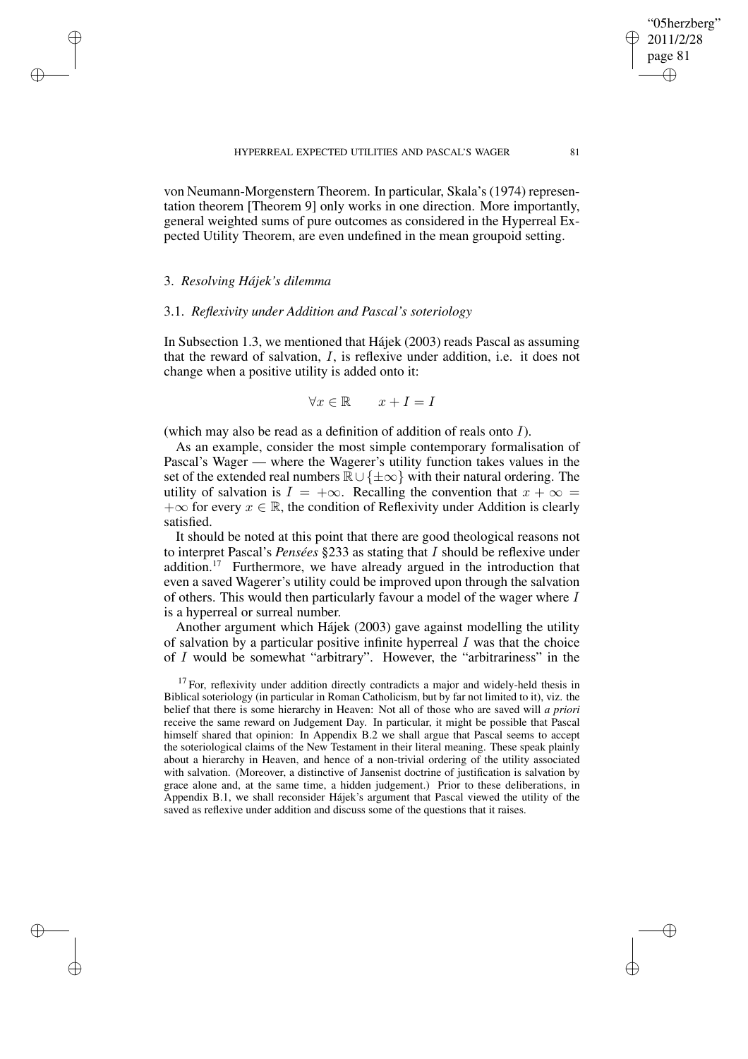von Neumann-Morgenstern Theorem. In particular, Skala's (1974) representation theorem [Theorem 9] only works in one direction. More importantly, general weighted sums of pure outcomes as considered in the Hyperreal Expected Utility Theorem, are even undefined in the mean groupoid setting.

## 3. *Resolving Hájek's dilemma*

### 3.1. *Reflexivity under Addition and Pascal's soteriology*

In Subsection 1.3, we mentioned that Hájek (2003) reads Pascal as assuming that the reward of salvation, $I$, is reflexive under addition, i.e. it does not change when a positive utility is added onto it:

$$\forall x \in \mathbb{R} \qquad x + I = I$$

(which may also be read as a definition of addition of reals onto $I$).

As an example, consider the most simple contemporary formalisation of Pascal's Wager — where the Wagerer's utility function takes values in the set of the extended real numbers $\mathbb{R} \cup \{\pm\infty\}$ with their natural ordering. The utility of salvation is $I = +\infty$. Recalling the convention that $x + \infty = +\infty$ for every $x \in \mathbb{R}$, the condition of Reflexivity under Addition is clearly satisfied.

It should be noted at this point that there are good theological reasons not to interpret Pascal's *Pensées* §233 as stating that $I$ should be reflexive under addition.[17] Furthermore, we have already argued in the introduction that even a saved Wagerer's utility could be improved upon through the salvation of others. This would then particularly favour a model of the wager where $I$ is a hyperreal or surreal number.

Another argument which Hájek (2003) gave against modelling the utility of salvation by a particular positive infinite hyperreal $I$ was that the choice of $I$ would be somewhat "arbitrary". However, the "arbitrariness" in the

[17] For, reflexivity under addition directly contradicts a major and widely-held thesis in Biblical soteriology (in particular in Roman Catholicism, but by far not limited to it), viz. the belief that there is some hierarchy in Heaven: Not all of those who are saved will *a priori* receive the same reward on Judgement Day. In particular, it might be possible that Pascal himself shared that opinion: In Appendix B.2 we shall argue that Pascal seems to accept the soteriological claims of the New Testament in their literal meaning. These speak plainly about a hierarchy in Heaven, and hence of a non-trivial ordering of the utility associated with salvation. (Moreover, a distinctive of Jansenist doctrine of justification is salvation by grace alone and, at the same time, a hidden judgement.) Prior to these deliberations, in Appendix B.1, we shall reconsider Hájek's argument that Pascal viewed the utility of the saved as reflexive under addition and discuss some of the questions that it raises.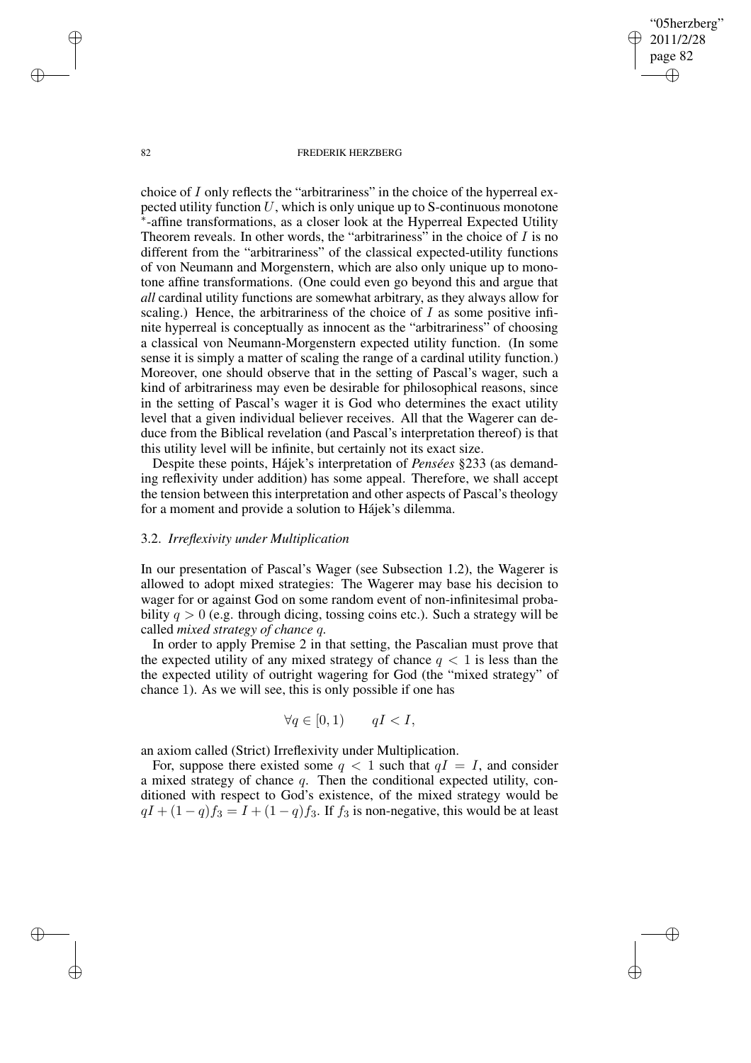choice of $I$ only reflects the "arbitrariness" in the choice of the hyperreal expected utility function $U$, which is only unique up to S-continuous monotone $^*$-affine transformations, as a closer look at the Hyperreal Expected Utility Theorem reveals. In other words, the "arbitrariness" in the choice of $I$ is no different from the "arbitrariness" of the classical expected-utility functions of von Neumann and Morgenstern, which are also only unique up to monotone affine transformations. (One could even go beyond this and argue that *all* cardinal utility functions are somewhat arbitrary, as they always allow for scaling.) Hence, the arbitrariness of the choice of $I$ as some positive infinite hyperreal is conceptually as innocent as the "arbitrariness" of choosing a classical von Neumann-Morgenstern expected utility function. (In some sense it is simply a matter of scaling the range of a cardinal utility function.) Moreover, one should observe that in the setting of Pascal's wager, such a kind of arbitrariness may even be desirable for philosophical reasons, since in the setting of Pascal's wager it is God who determines the exact utility level that a given individual believer receives. All that the Wagerer can deduce from the Biblical revelation (and Pascal's interpretation thereof) is that this utility level will be infinite, but certainly not its exact size.

Despite these points, Hájek's interpretation of *Pensées* §233 (as demanding reflexivity under addition) has some appeal. Therefore, we shall accept the tension between this interpretation and other aspects of Pascal's theology for a moment and provide a solution to Hájek's dilemma.

### 3.2. *Irreflexivity under Multiplication*

In our presentation of Pascal's Wager (see Subsection 1.2), the Wagerer is allowed to adopt mixed strategies: The Wagerer may base his decision to wager for or against God on some random event of non-infinitesimal probability $q > 0$ (e.g. through dicing, tossing coins etc.). Such a strategy will be called *mixed strategy of chance* $q$.

In order to apply Premise 2 in that setting, the Pascalian must prove that the expected utility of any mixed strategy of chance $q < 1$ is less than the the expected utility of outright wagering for God (the "mixed strategy" of chance 1). As we will see, this is only possible if one has

$$\forall q \in [0, 1) \qquad qI < I,$$

an axiom called (Strict) Irreflexivity under Multiplication.

For, suppose there existed some $q < 1$ such that $qI = I$, and consider a mixed strategy of chance $q$. Then the conditional expected utility, conditioned with respect to God's existence, of the mixed strategy would be $qI + (1 - q)f_3 = I + (1 - q)f_3$. If $f_3$ is non-negative, this would be at least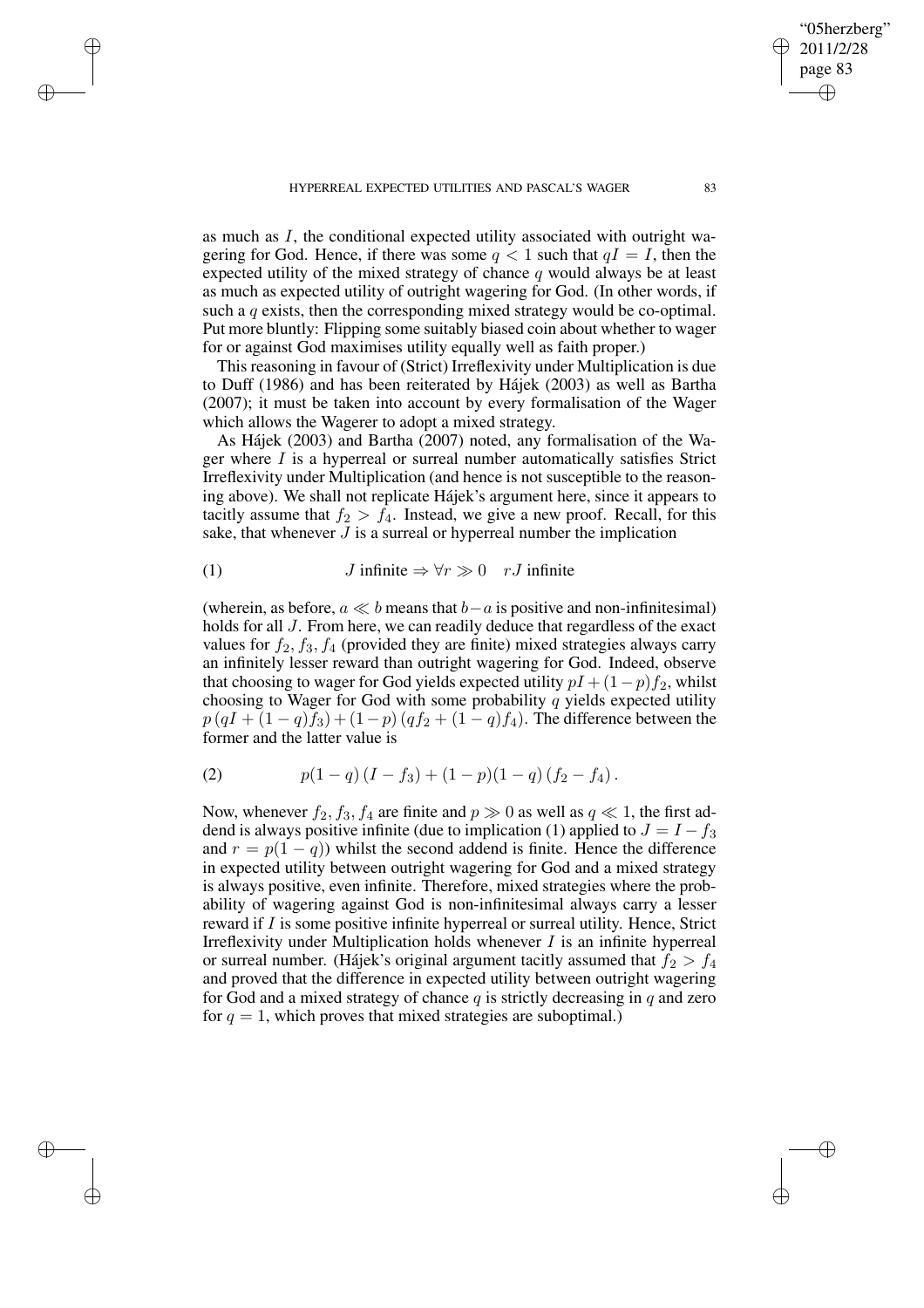as much as $I$, the conditional expected utility associated with outright wagering for God. Hence, if there was some $q < 1$ such that $qI = I$, then the expected utility of the mixed strategy of chance $q$ would always be at least as much as expected utility of outright wagering for God. (In other words, if such a $q$ exists, then the corresponding mixed strategy would be co-optimal. Put more bluntly: Flipping some suitably biased coin about whether to wager for or against God maximises utility equally well as faith proper.)

This reasoning in favour of (Strict) Irreflexivity under Multiplication is due to Duff (1986) and has been reiterated by Hájek (2003) as well as Bartha (2007); it must be taken into account by every formalisation of the Wager which allows the Wagerer to adopt a mixed strategy.

As Hájek (2003) and Bartha (2007) noted, any formalisation of the Wager where $I$ is a hyperreal or surreal number automatically satisfies Strict Irreflexivity under Multiplication (and hence is not susceptible to the reasoning above). We shall not replicate Hájek's argument here, since it appears to tacitly assume that $f_2 > f_4$. Instead, we give a new proof. Recall, for this sake, that whenever $J$ is a surreal or hyperreal number the implication

$$J \text{ infinite} \Rightarrow \forall r \gg 0 \quad rJ \text{ infinite} \tag{1}$$

(wherein, as before, $a \ll b$ means that $b - a$ is positive and non-infinitesimal) holds for all $J$. From here, we can readily deduce that regardless of the exact values for $f_2, f_3, f_4$ (provided they are finite) mixed strategies always carry an infinitely lesser reward than outright wagering for God. Indeed, observe that choosing to wager for God yields expected utility $pI + (1-p)f_2$, whilst choosing to Wager for God with some probability $q$ yields expected utility $p\,(qI + (1-q)f_3) + (1-p)\,(qf_2 + (1-q)f_4)$. The difference between the former and the latter value is

$$p(1-q)\,(I - f_3) + (1-p)(1-q)\,(f_2 - f_4)\,. \tag{2}$$

Now, whenever $f_2, f_3, f_4$ are finite and $p \gg 0$ as well as $q \ll 1$, the first addend is always positive infinite (due to implication (1) applied to $J = I - f_3$ and $r = p(1-q)$) whilst the second addend is finite. Hence the difference in expected utility between outright wagering for God and a mixed strategy is always positive, even infinite. Therefore, mixed strategies where the probability of wagering against God is non-infinitesimal always carry a lesser reward if $I$ is some positive infinite hyperreal or surreal utility. Hence, Strict Irreflexivity under Multiplication holds whenever $I$ is an infinite hyperreal or surreal number. (Hájek's original argument tacitly assumed that $f_2 > f_4$ and proved that the difference in expected utility between outright wagering for God and a mixed strategy of chance $q$ is strictly decreasing in $q$ and zero for $q = 1$, which proves that mixed strategies are suboptimal.)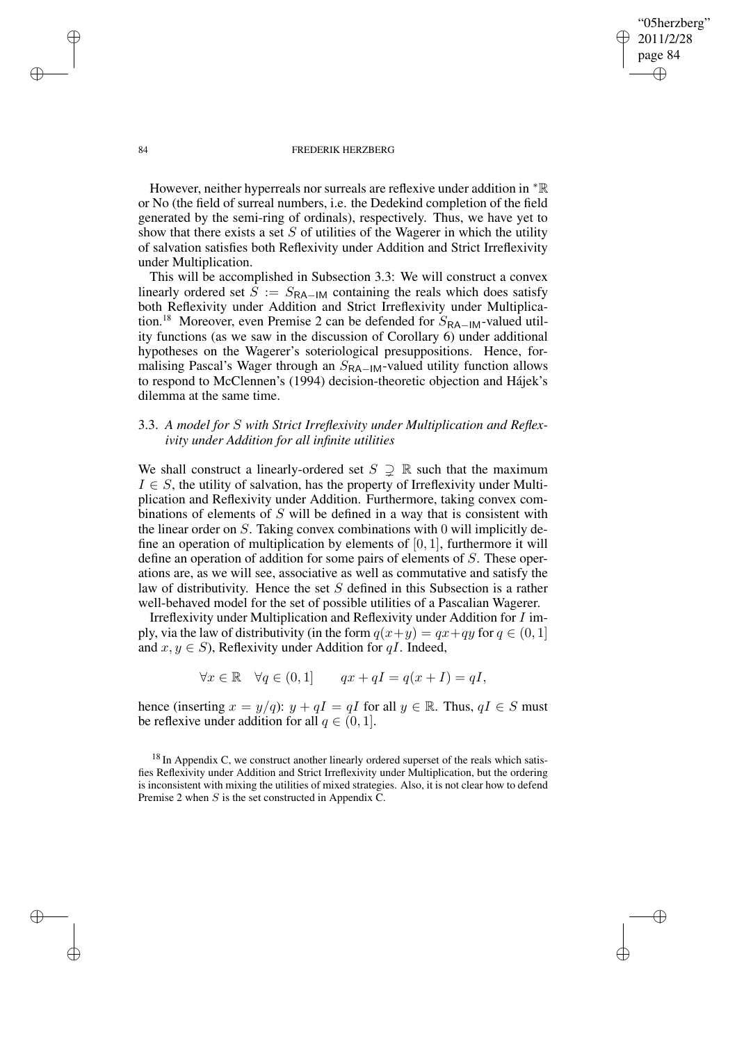However, neither hyperreals nor surreals are reflexive under addition in ${}^*\mathbb{R}$ or No (the field of surreal numbers, i.e. the Dedekind completion of the field generated by the semi-ring of ordinals), respectively. Thus, we have yet to show that there exists a set $S$ of utilities of the Wagerer in which the utility of salvation satisfies both Reflexivity under Addition and Strict Irreflexivity under Multiplication.

This will be accomplished in Subsection 3.3: We will construct a convex linearly ordered set $S := S_{\mathsf{RA-IM}}$ containing the reals which does satisfy both Reflexivity under Addition and Strict Irreflexivity under Multiplication.[18] Moreover, even Premise 2 can be defended for $S_{\mathsf{RA-IM}}$-valued utility functions (as we saw in the discussion of Corollary 6) under additional hypotheses on the Wagerer's soteriological presuppositions. Hence, formalising Pascal's Wager through an $S_{\mathsf{RA-IM}}$-valued utility function allows to respond to McClennen's (1994) decision-theoretic objection and Hájek's dilemma at the same time.

### 3.3. *A model for $S$ with Strict Irreflexivity under Multiplication and Reflexivity under Addition for all infinite utilities*

We shall construct a linearly-ordered set $S \supsetneq \mathbb{R}$ such that the maximum $I \in S$, the utility of salvation, has the property of Irreflexivity under Multiplication and Reflexivity under Addition. Furthermore, taking convex combinations of elements of $S$ will be defined in a way that is consistent with the linear order on $S$. Taking convex combinations with 0 will implicitly define an operation of multiplication by elements of $[0, 1]$, furthermore it will define an operation of addition for some pairs of elements of $S$. These operations are, as we will see, associative as well as commutative and satisfy the law of distributivity. Hence the set $S$ defined in this Subsection is a rather well-behaved model for the set of possible utilities of a Pascalian Wagerer.

Irreflexivity under Multiplication and Reflexivity under Addition for $I$ imply, via the law of distributivity (in the form $q(x+y) = qx+qy$ for $q \in (0, 1]$ and $x, y \in S$), Reflexivity under Addition for $qI$. Indeed,

$$\forall x \in \mathbb{R} \quad \forall q \in (0, 1] \qquad qx + qI = q(x + I) = qI,$$

hence (inserting $x = y/q$): $y + qI = qI$ for all $y \in \mathbb{R}$. Thus, $qI \in S$ must be reflexive under addition for all $q \in (0, 1]$.

[18] In Appendix C, we construct another linearly ordered superset of the reals which satisfies Reflexivity under Addition and Strict Irreflexivity under Multiplication, but the ordering is inconsistent with mixing the utilities of mixed strategies. Also, it is not clear how to defend Premise 2 when $S$ is the set constructed in Appendix C.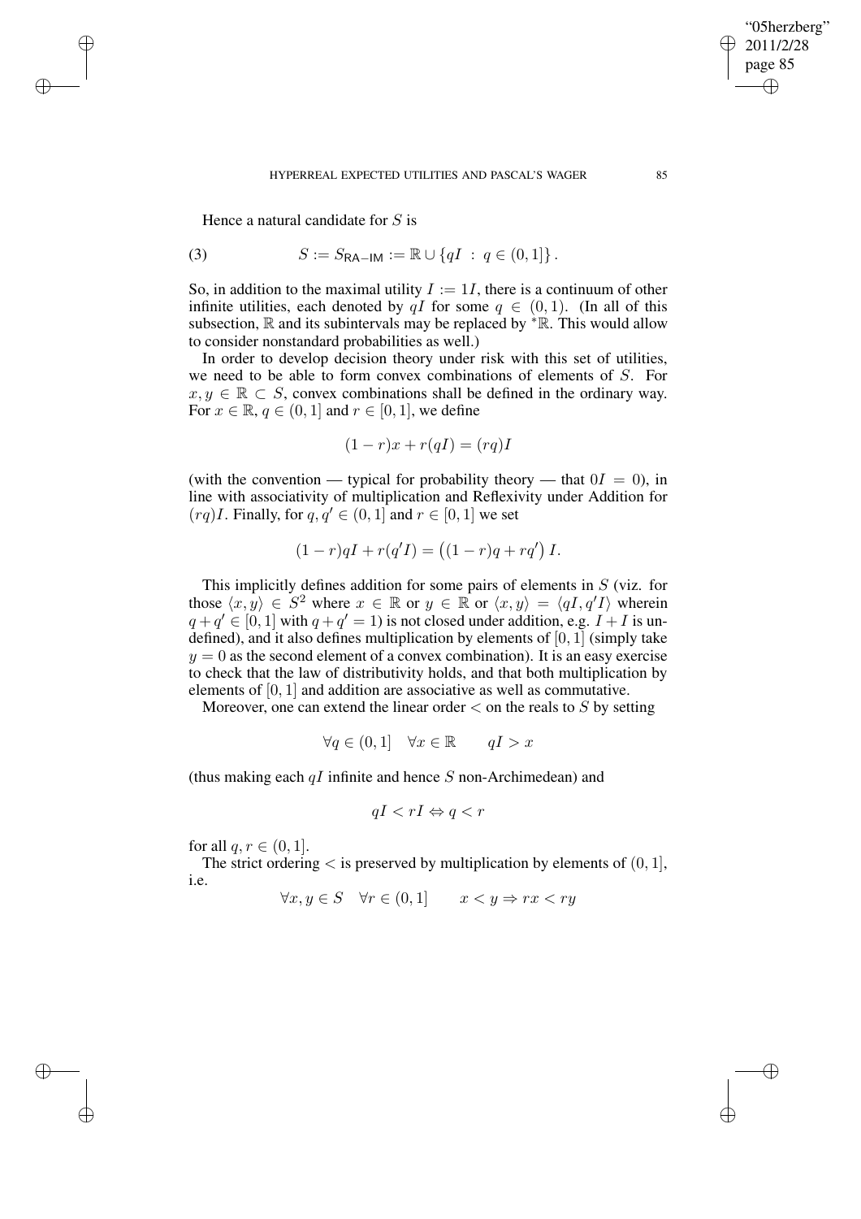Hence a natural candidate for $S$ is

$$S := S_{\mathsf{RA-IM}} := \mathbb{R} \cup \{qI \ : \ q \in (0,1]\} . \tag{3}$$

So, in addition to the maximal utility $I := 1I$, there is a continuum of other infinite utilities, each denoted by $qI$ for some $q \in (0,1)$. (In all of this subsection, $\mathbb{R}$ and its subintervals may be replaced by ${}^*\mathbb{R}$. This would allow to consider nonstandard probabilities as well.)

In order to develop decision theory under risk with this set of utilities, we need to be able to form convex combinations of elements of $S$. For $x, y \in \mathbb{R} \subset S$, convex combinations shall be defined in the ordinary way. For $x \in \mathbb{R}$, $q \in (0,1]$ and $r \in [0,1]$, we define

$$(1-r)x + r(qI) = (rq)I$$

(with the convention — typical for probability theory — that $0I = 0$), in line with associativity of multiplication and Reflexivity under Addition for $(rq)I$. Finally, for $q, q' \in (0,1]$ and $r \in [0,1]$ we set

$$(1-r)qI + r(q'I) = \left((1-r)q + rq'\right) I.$$

This implicitly defines addition for some pairs of elements in $S$ (viz. for those $\langle x, y\rangle \in S^2$ where $x \in \mathbb{R}$ or $y \in \mathbb{R}$ or $\langle x, y\rangle = \langle qI, q'I\rangle$ wherein $q + q' \in [0,1]$ with $q + q' = 1$) is not closed under addition, e.g. $I + I$ is undefined), and it also defines multiplication by elements of $[0,1]$ (simply take $y = 0$ as the second element of a convex combination). It is an easy exercise to check that the law of distributivity holds, and that both multiplication by elements of $[0,1]$ and addition are associative as well as commutative.

Moreover, one can extend the linear order $<$ on the reals to $S$ by setting

$$\forall q \in (0,1] \quad \forall x \in \mathbb{R} \qquad qI > x$$

(thus making each $qI$ infinite and hence $S$ non-Archimedean) and

$$qI < rI \Leftrightarrow q < r$$

for all $q, r \in (0,1]$.

The strict ordering $<$ is preserved by multiplication by elements of $(0,1]$, i.e.

$$\forall x, y \in S \quad \forall r \in (0,1] \qquad x < y \Rightarrow rx < ry$$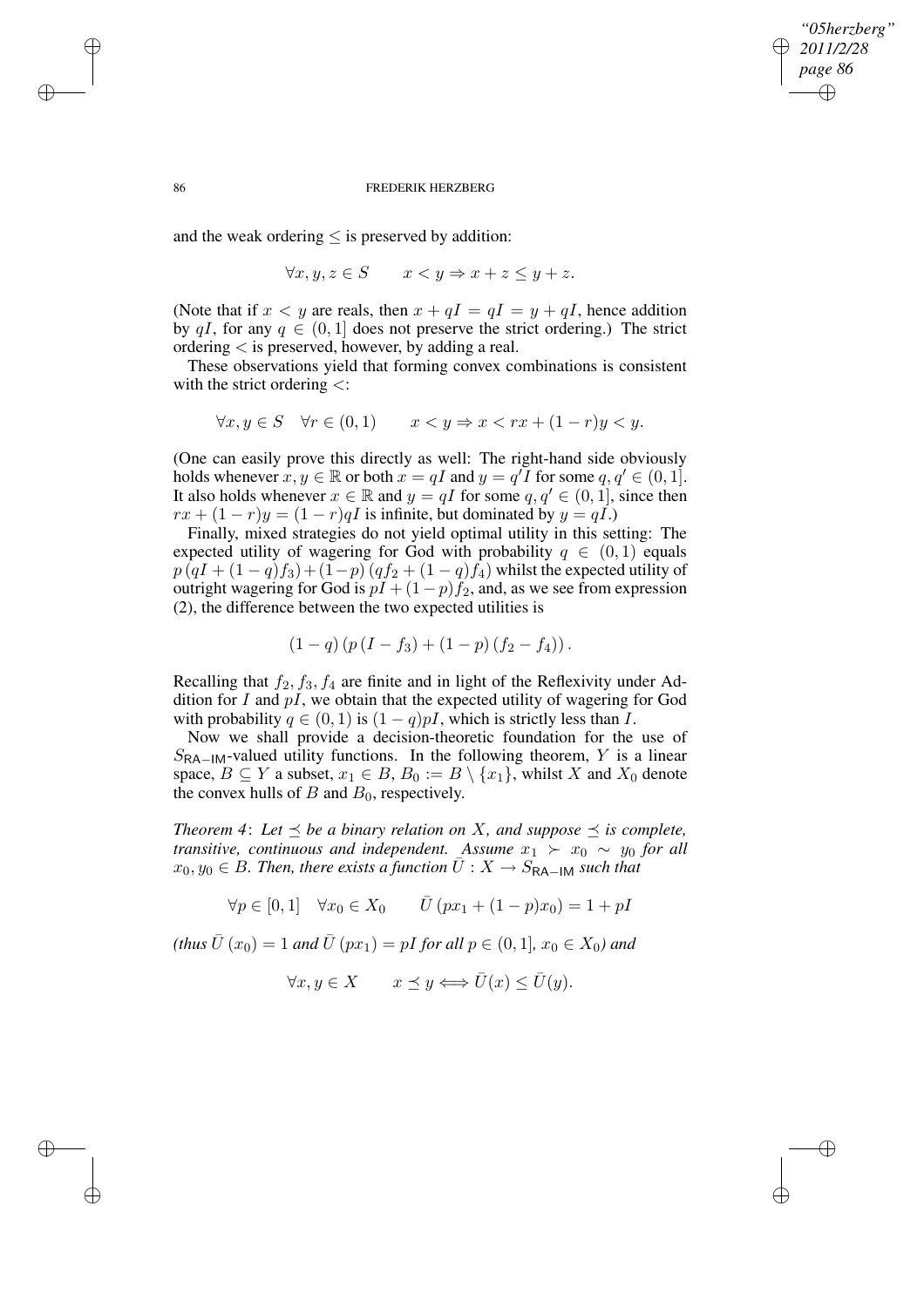and the weak ordering $\leq$ is preserved by addition:

$$\forall x, y, z \in S \qquad x < y \Rightarrow x + z \leq y + z.$$

(Note that if $x < y$ are reals, then $x + qI = qI = y + qI$, hence addition by $qI$, for any $q \in (0, 1]$ does not preserve the strict ordering.) The strict ordering $<$ is preserved, however, by adding a real.

These observations yield that forming convex combinations is consistent with the strict ordering $<$:

$$\forall x, y \in S \quad \forall r \in (0, 1) \qquad x < y \Rightarrow x < rx + (1 - r)y < y.$$

(One can easily prove this directly as well: The right-hand side obviously holds whenever $x, y \in \mathbb{R}$ or both $x = qI$ and $y = q'I$ for some $q, q' \in (0, 1]$. It also holds whenever $x \in \mathbb{R}$ and $y = qI$ for some $q, q' \in (0, 1]$, since then $rx + (1 - r)y = (1 - r)qI$ is infinite, but dominated by $y = qI$.)

Finally, mixed strategies do not yield optimal utility in this setting: The expected utility of wagering for God with probability $q \in (0, 1)$ equals $p\,(qI + (1 - q)f_3) + (1 - p)\,(qf_2 + (1 - q)f_4)$ whilst the expected utility of outright wagering for God is $pI + (1 - p)f_2$, and, as we see from expression (2), the difference between the two expected utilities is

$$(1 - q)\,(p\,(I - f_3) + (1 - p)\,(f_2 - f_4)).$$

Recalling that $f_2, f_3, f_4$ are finite and in light of the Reflexivity under Addition for $I$ and $pI$, we obtain that the expected utility of wagering for God with probability $q \in (0, 1)$ is $(1 - q)pI$, which is strictly less than $I$.

Now we shall provide a decision-theoretic foundation for the use of $S_{\mathsf{RA-IM}}$-valued utility functions. In the following theorem, $Y$ is a linear space, $B \subseteq Y$ a subset, $x_1 \in B$, $B_0 := B \setminus \{x_1\}$, whilst $X$ and $X_0$ denote the convex hulls of $B$ and $B_0$, respectively.

*Theorem 4*: *Let $\preceq$ be a binary relation on $X$, and suppose $\preceq$ is complete, transitive, continuous and independent. Assume $x_1 \succ x_0 \sim y_0$ for all $x_0, y_0 \in B$. Then, there exists a function $\bar{U} : X \to S_{\mathsf{RA-IM}}$ such that*

$$\forall p \in [0, 1] \quad \forall x_0 \in X_0 \qquad \bar{U}\,(px_1 + (1 - p)x_0) = 1 + pI$$

*(thus $\bar{U}\,(x_0) = 1$ and $\bar{U}\,(px_1) = pI$ for all $p \in (0, 1]$, $x_0 \in X_0$) and*

$$\forall x, y \in X \qquad x \preceq y \Longleftrightarrow \bar{U}(x) \leq \bar{U}(y).$$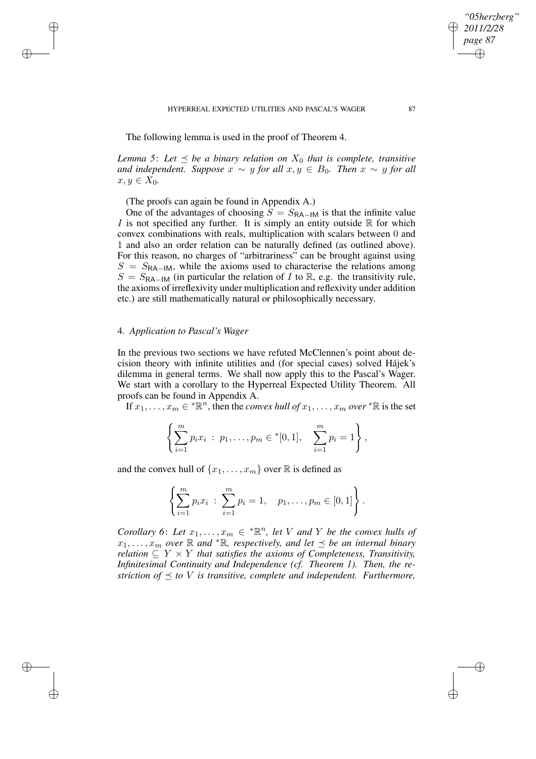The following lemma is used in the proof of Theorem 4.

*Lemma 5*: *Let $\preceq$ be a binary relation on $X_0$ that is complete, transitive and independent. Suppose $x \sim y$ for all $x, y \in B_0$. Then $x \sim y$ for all $x, y \in X_0$.*

(The proofs can again be found in Appendix A.)

One of the advantages of choosing $S = S_{\mathsf{RA-IM}}$ is that the infinite value $I$ is not specified any further. It is simply an entity outside $\mathbb{R}$ for which convex combinations with reals, multiplication with scalars between $0$ and $1$ and also an order relation can be naturally defined (as outlined above). For this reason, no charges of "arbitrariness" can be brought against using $S = S_{\mathsf{RA-IM}}$, while the axioms used to characterise the relations among $S = S_{\mathsf{RA-IM}}$ (in particular the relation of $I$ to $\mathbb{R}$, e.g. the transitivity rule, the axioms of irreflexivity under multiplication and reflexivity under addition etc.) are still mathematically natural or philosophically necessary.

## 4. *Application to Pascal's Wager*

In the previous two sections we have refuted McClennen's point about decision theory with infinite utilities and (for special cases) solved Hájek's dilemma in general terms. We shall now apply this to the Pascal's Wager. We start with a corollary to the Hyperreal Expected Utility Theorem. All proofs can be found in Appendix A.

If $x_1, \ldots, x_m \in {}^*\mathbb{R}^n$, then the *convex hull of* $x_1, \ldots, x_m$ *over* ${}^*\mathbb{R}$ is the set

$$\left\{ \sum_{i=1}^{m} p_i x_i \; : \; p_1, \ldots, p_m \in {}^*[0,1], \quad \sum_{i=1}^{m} p_i = 1 \right\},$$

and the convex hull of $\{x_1, \ldots, x_m\}$ over $\mathbb{R}$ is defined as

$$\left\{ \sum_{i=1}^{m} p_i x_i \; : \; \sum_{i=1}^{m} p_i = 1, \quad p_1, \ldots, p_m \in [0,1] \right\}.$$

*Corollary 6*: *Let $x_1, \ldots, x_m \in {}^*\mathbb{R}^n$, let $V$ and $Y$ be the convex hulls of $x_1, \ldots, x_m$ over $\mathbb{R}$ and ${}^*\mathbb{R}$, respectively, and let $\preceq$ be an internal binary relation $\subseteq Y \times Y$ that satisfies the axioms of Completeness, Transitivity, Infinitesimal Continuity and Independence (cf. Theorem 1). Then, the restriction of $\preceq$ to $V$ is transitive, complete and independent. Furthermore,*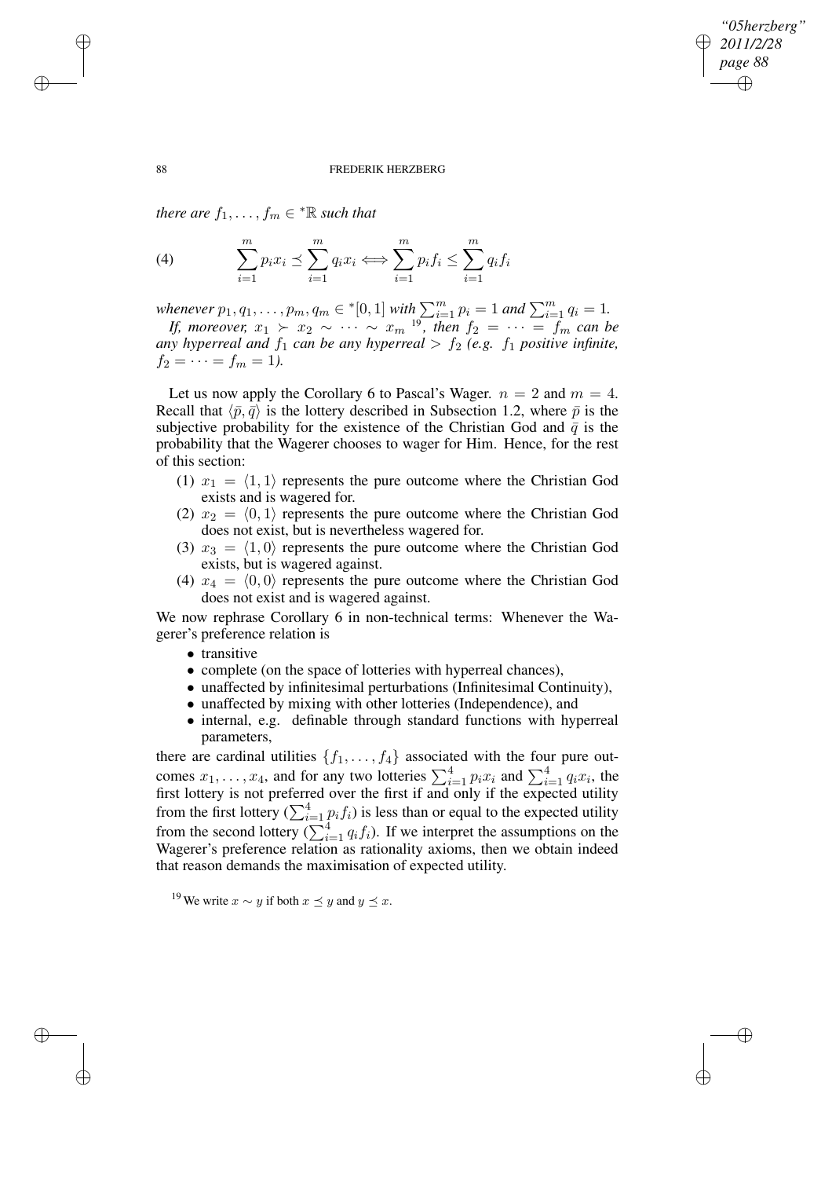*there are $f_1, \ldots, f_m \in {}^*\mathbb{R}$ such that*

$$\sum_{i=1}^{m} p_i x_i \preceq \sum_{i=1}^{m} q_i x_i \Longleftrightarrow \sum_{i=1}^{m} p_i f_i \leq \sum_{i=1}^{m} q_i f_i \tag{4}$$

*whenever $p_1, q_1, \ldots, p_m, q_m \in {}^*[0,1]$ with $\sum_{i=1}^{m} p_i = 1$ and $\sum_{i=1}^{m} q_i = 1$.*

*If, moreover, $x_1 \succ x_2 \sim \cdots \sim x_m$* [19]*, then $f_2 = \cdots = f_m$ can be any hyperreal and $f_1$ can be any hyperreal $> f_2$ (e.g. $f_1$ positive infinite, $f_2 = \cdots = f_m = 1$).*

Let us now apply the Corollary 6 to Pascal's Wager. $n = 2$ and $m = 4$. Recall that $\langle \bar{p}, \bar{q} \rangle$ is the lottery described in Subsection 1.2, where $\bar{p}$ is the subjective probability for the existence of the Christian God and $\bar{q}$ is the probability that the Wagerer chooses to wager for Him. Hence, for the rest of this section:

1. $x_1 = \langle 1, 1 \rangle$ represents the pure outcome where the Christian God exists and is wagered for.
2. $x_2 = \langle 0, 1 \rangle$ represents the pure outcome where the Christian God does not exist, but is nevertheless wagered for.
3. $x_3 = \langle 1, 0 \rangle$ represents the pure outcome where the Christian God exists, but is wagered against.
4. $x_4 = \langle 0, 0 \rangle$ represents the pure outcome where the Christian God does not exist and is wagered against.

We now rephrase Corollary 6 in non-technical terms: Whenever the Wagerer's preference relation is

- transitive
- complete (on the space of lotteries with hyperreal chances),
- unaffected by infinitesimal perturbations (Infinitesimal Continuity),
- unaffected by mixing with other lotteries (Independence), and
- internal, e.g. definable through standard functions with hyperreal parameters,

there are cardinal utilities $\{f_1, \ldots, f_4\}$ associated with the four pure outcomes $x_1, \ldots, x_4$, and for any two lotteries $\sum_{i=1}^{4} p_i x_i$ and $\sum_{i=1}^{4} q_i x_i$, the first lottery is not preferred over the first if and only if the expected utility from the first lottery ($\sum_{i=1}^{4} p_i f_i$) is less than or equal to the expected utility from the second lottery ($\sum_{i=1}^{4} q_i f_i$). If we interpret the assumptions on the Wagerer's preference relation as rationality axioms, then we obtain indeed that reason demands the maximisation of expected utility.

[19] We write $x \sim y$ if both $x \preceq y$ and $y \preceq x$.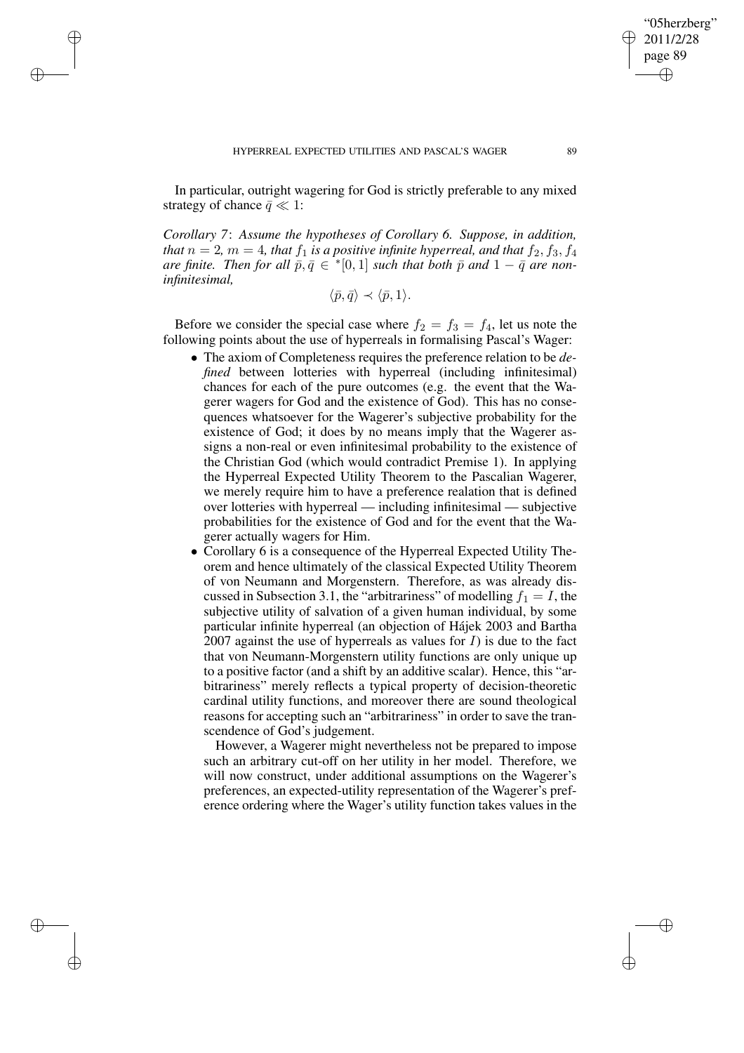In particular, outright wagering for God is strictly preferable to any mixed strategy of chance $\bar{q} \ll 1$:

*Corollary 7*: *Assume the hypotheses of Corollary 6. Suppose, in addition, that $n = 2$, $m = 4$, that $f_1$ is a positive infinite hyperreal, and that $f_2, f_3, f_4$ are finite. Then for all $\bar{p}, \bar{q} \in {}^*[0, 1]$ such that both $\bar{p}$ and $1 - \bar{q}$ are non-infinitesimal,*

$$\langle \bar{p}, \bar{q} \rangle \prec \langle \bar{p}, 1 \rangle.$$

Before we consider the special case where $f_2 = f_3 = f_4$, let us note the following points about the use of hyperreals in formalising Pascal's Wager:

- The axiom of Completeness requires the preference relation to be *defined* between lotteries with hyperreal (including infinitesimal) chances for each of the pure outcomes (e.g. the event that the Wagerer wagers for God and the existence of God). This has no consequences whatsoever for the Wagerer's subjective probability for the existence of God; it does by no means imply that the Wagerer assigns a non-real or even infinitesimal probability to the existence of the Christian God (which would contradict Premise 1). In applying the Hyperreal Expected Utility Theorem to the Pascalian Wagerer, we merely require him to have a preference realation that is defined over lotteries with hyperreal — including infinitesimal — subjective probabilities for the existence of God and for the event that the Wagerer actually wagers for Him.
- Corollary 6 is a consequence of the Hyperreal Expected Utility Theorem and hence ultimately of the classical Expected Utility Theorem of von Neumann and Morgenstern. Therefore, as was already discussed in Subsection 3.1, the "arbitrariness" of modelling $f_1 = I$, the subjective utility of salvation of a given human individual, by some particular infinite hyperreal (an objection of Hájek 2003 and Bartha 2007 against the use of hyperreals as values for $I$) is due to the fact that von Neumann-Morgenstern utility functions are only unique up to a positive factor (and a shift by an additive scalar). Hence, this "arbitrariness" merely reflects a typical property of decision-theoretic cardinal utility functions, and moreover there are sound theological reasons for accepting such an "arbitrariness" in order to save the transcendence of God's judgement.

  However, a Wagerer might nevertheless not be prepared to impose such an arbitrary cut-off on her utility in her model. Therefore, we will now construct, under additional assumptions on the Wagerer's preferences, an expected-utility representation of the Wagerer's preference ordering where the Wager's utility function takes values in the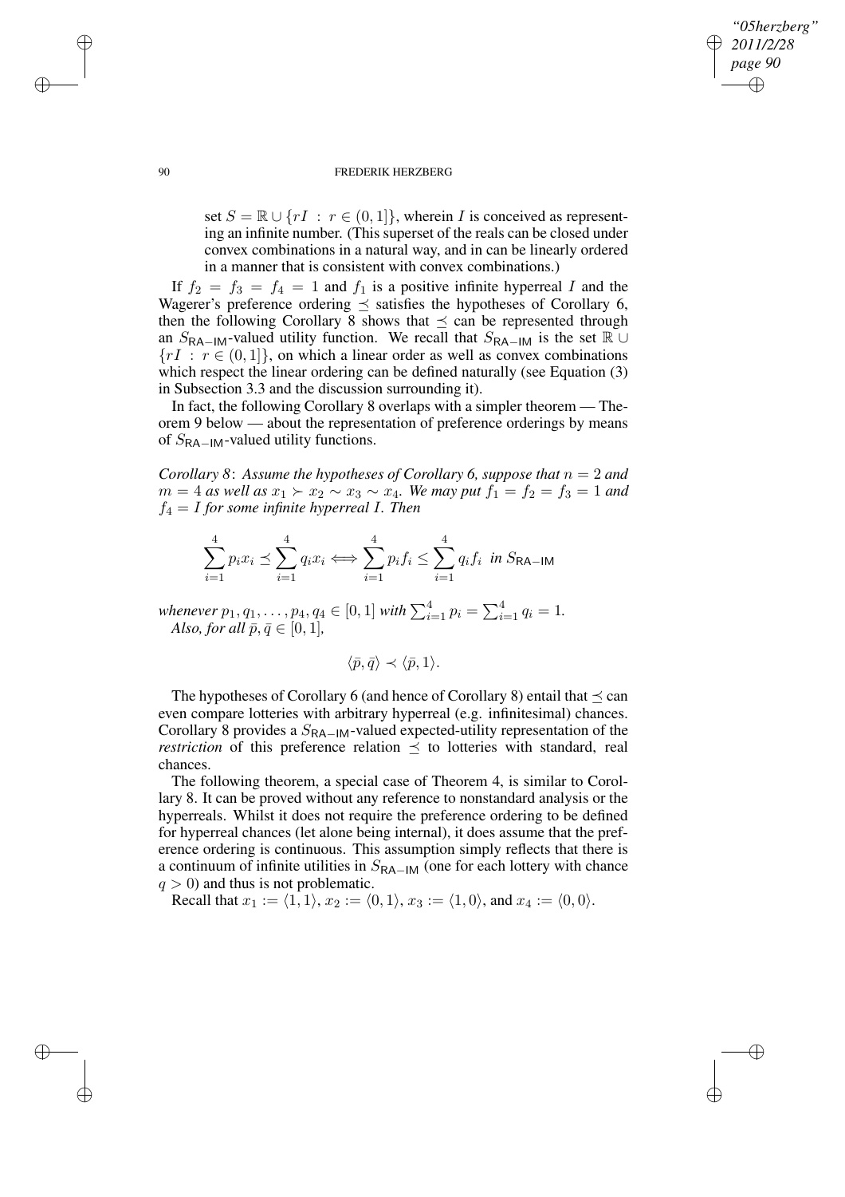set $S = \mathbb{R} \cup \{rI : r \in (0,1]\}$, wherein $I$ is conceived as representing an infinite number. (This superset of the reals can be closed under convex combinations in a natural way, and in can be linearly ordered in a manner that is consistent with convex combinations.)

If $f_2 = f_3 = f_4 = 1$ and $f_1$ is a positive infinite hyperreal $I$ and the Wagerer's preference ordering $\preceq$ satisfies the hypotheses of Corollary 6, then the following Corollary 8 shows that $\preceq$ can be represented through an $S_{\mathsf{RA-IM}}$-valued utility function. We recall that $S_{\mathsf{RA-IM}}$ is the set $\mathbb{R} \cup \{rI : r \in (0,1]\}$, on which a linear order as well as convex combinations which respect the linear ordering can be defined naturally (see Equation (3) in Subsection 3.3 and the discussion surrounding it).

In fact, the following Corollary 8 overlaps with a simpler theorem — Theorem 9 below — about the representation of preference orderings by means of $S_{\mathsf{RA-IM}}$-valued utility functions.

*Corollary 8*: *Assume the hypotheses of Corollary 6, suppose that $n = 2$ and $m = 4$ as well as $x_1 \succ x_2 \sim x_3 \sim x_4$. We may put $f_1 = f_2 = f_3 = 1$ and $f_4 = I$ for some infinite hyperreal $I$. Then*

$$\sum_{i=1}^{4} p_i x_i \preceq \sum_{i=1}^{4} q_i x_i \iff \sum_{i=1}^{4} p_i f_i \leq \sum_{i=1}^{4} q_i f_i \text{ in } S_{\mathsf{RA-IM}}$$

*whenever $p_1, q_1, \ldots, p_4, q_4 \in [0,1]$ with $\sum_{i=1}^{4} p_i = \sum_{i=1}^{4} q_i = 1$.*
*Also, for all $\bar{p}, \bar{q} \in [0,1]$,*

$$\langle \bar{p}, \bar{q} \rangle \prec \langle \bar{p}, 1 \rangle.$$

The hypotheses of Corollary 6 (and hence of Corollary 8) entail that $\preceq$ can even compare lotteries with arbitrary hyperreal (e.g. infinitesimal) chances. Corollary 8 provides a $S_{\mathsf{RA-IM}}$-valued expected-utility representation of the *restriction* of this preference relation $\preceq$ to lotteries with standard, real chances.

The following theorem, a special case of Theorem 4, is similar to Corollary 8. It can be proved without any reference to nonstandard analysis or the hyperreals. Whilst it does not require the preference ordering to be defined for hyperreal chances (let alone being internal), it does assume that the preference ordering is continuous. This assumption simply reflects that there is a continuum of infinite utilities in $S_{\mathsf{RA-IM}}$ (one for each lottery with chance $q > 0$) and thus is not problematic.

Recall that $x_1 := \langle 1, 1 \rangle$, $x_2 := \langle 0, 1 \rangle$, $x_3 := \langle 1, 0 \rangle$, and $x_4 := \langle 0, 0 \rangle$.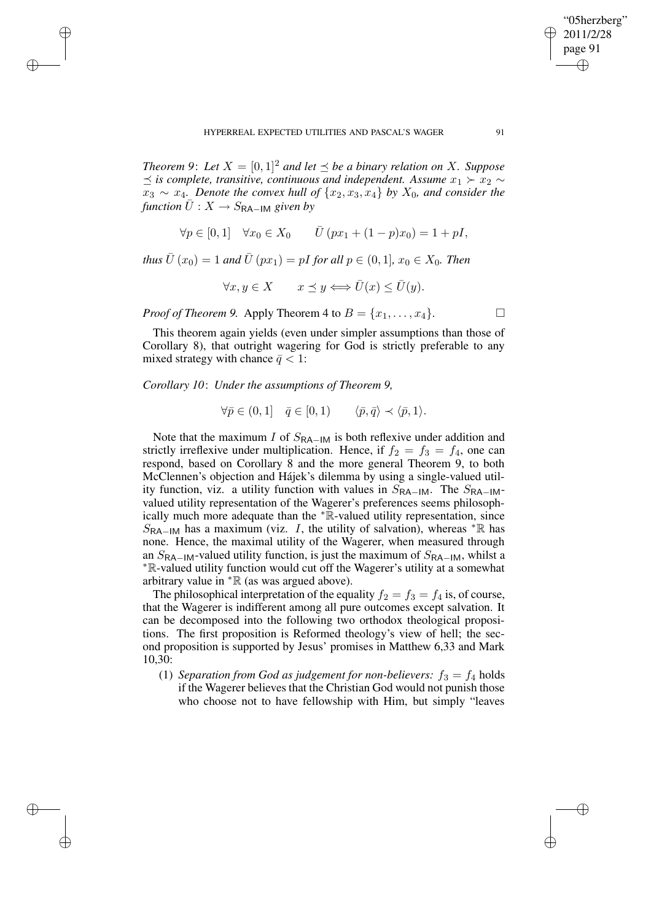*Theorem 9*: *Let $X = [0,1]^2$ and let $\preceq$ be a binary relation on $X$. Suppose $\preceq$ is complete, transitive, continuous and independent. Assume $x_1 \succ x_2 \sim x_3 \sim x_4$. Denote the convex hull of $\{x_2, x_3, x_4\}$ by $X_0$, and consider the function $\bar{U} : X \to S_{\mathsf{RA-IM}}$ given by*

$$\forall p \in [0,1] \quad \forall x_0 \in X_0 \qquad \bar{U}\left(px_1 + (1-p)x_0\right) = 1 + pI,$$

*thus $\bar{U}\left(x_0\right) = 1$ and $\bar{U}\left(px_1\right) = pI$ for all $p \in (0,1]$, $x_0 \in X_0$. Then*

$$\forall x, y \in X \qquad x \preceq y \Longleftrightarrow \bar{U}(x) \leq \bar{U}(y).$$

*Proof of Theorem 9.* Apply Theorem 4 to $B = \{x_1, \ldots, x_4\}$. □

This theorem again yields (even under simpler assumptions than those of Corollary 8), that outright wagering for God is strictly preferable to any mixed strategy with chance $\bar{q} < 1$:

*Corollary 10*: *Under the assumptions of Theorem 9,*

$$\forall \bar{p} \in (0,1] \quad \bar{q} \in [0,1) \qquad \langle \bar{p}, \bar{q} \rangle \prec \langle \bar{p}, 1 \rangle.$$

Note that the maximum $I$ of $S_{\mathsf{RA-IM}}$ is both reflexive under addition and strictly irreflexive under multiplication. Hence, if $f_2 = f_3 = f_4$, one can respond, based on Corollary 8 and the more general Theorem 9, to both McClennen's objection and Hájek's dilemma by using a single-valued utility function, viz. a utility function with values in $S_{\mathsf{RA-IM}}$. The $S_{\mathsf{RA-IM}}$-valued utility representation of the Wagerer's preferences seems philosophically much more adequate than the ${}^*\mathbb{R}$-valued utility representation, since $S_{\mathsf{RA-IM}}$ has a maximum (viz. $I$, the utility of salvation), whereas ${}^*\mathbb{R}$ has none. Hence, the maximal utility of the Wagerer, when measured through an $S_{\mathsf{RA-IM}}$-valued utility function, is just the maximum of $S_{\mathsf{RA-IM}}$, whilst a ${}^*\mathbb{R}$-valued utility function would cut off the Wagerer's utility at a somewhat arbitrary value in ${}^*\mathbb{R}$ (as was argued above).

The philosophical interpretation of the equality $f_2 = f_3 = f_4$ is, of course, that the Wagerer is indifferent among all pure outcomes except salvation. It can be decomposed into the following two orthodox theological propositions. The first proposition is Reformed theology's view of hell; the second proposition is supported by Jesus' promises in Matthew 6,33 and Mark 10,30:

(1) *Separation from God as judgement for non-believers:* $f_3 = f_4$ holds if the Wagerer believes that the Christian God would not punish those who choose not to have fellowship with Him, but simply "leaves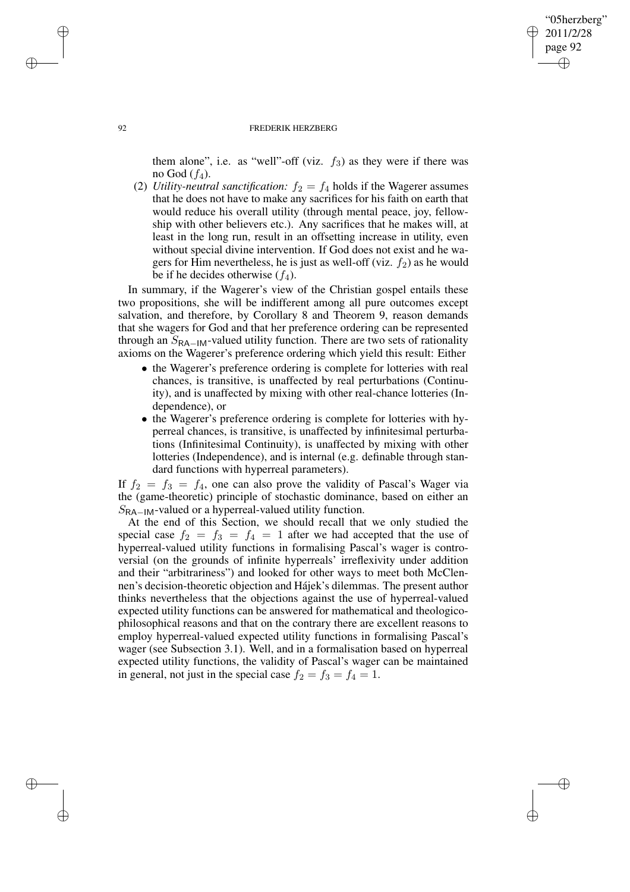them alone", i.e. as "well"-off (viz. $f_3$) as they were if there was no God ($f_4$).

(2) *Utility-neutral sanctification:* $f_2 = f_4$ holds if the Wagerer assumes that he does not have to make any sacrifices for his faith on earth that would reduce his overall utility (through mental peace, joy, fellowship with other believers etc.). Any sacrifices that he makes will, at least in the long run, result in an offsetting increase in utility, even without special divine intervention. If God does not exist and he wagers for Him nevertheless, he is just as well-off (viz. $f_2$) as he would be if he decides otherwise ($f_4$).

In summary, if the Wagerer's view of the Christian gospel entails these two propositions, she will be indifferent among all pure outcomes except salvation, and therefore, by Corollary 8 and Theorem 9, reason demands that she wagers for God and that her preference ordering can be represented through an $S_{\mathsf{RA-IM}}$-valued utility function. There are two sets of rationality axioms on the Wagerer's preference ordering which yield this result: Either

- the Wagerer's preference ordering is complete for lotteries with real chances, is transitive, is unaffected by real perturbations (Continuity), and is unaffected by mixing with other real-chance lotteries (Independence), or
- the Wagerer's preference ordering is complete for lotteries with hyperreal chances, is transitive, is unaffected by infinitesimal perturbations (Infinitesimal Continuity), is unaffected by mixing with other lotteries (Independence), and is internal (e.g. definable through standard functions with hyperreal parameters).

If $f_2 = f_3 = f_4$, one can also prove the validity of Pascal's Wager via the (game-theoretic) principle of stochastic dominance, based on either an $S_{\mathsf{RA-IM}}$-valued or a hyperreal-valued utility function.

At the end of this Section, we should recall that we only studied the special case $f_2 = f_3 = f_4 = 1$ after we had accepted that the use of hyperreal-valued utility functions in formalising Pascal's wager is controversial (on the grounds of infinite hyperreals' irreflexivity under addition and their "arbitrariness") and looked for other ways to meet both McClennen's decision-theoretic objection and Hájek's dilemmas. The present author thinks nevertheless that the objections against the use of hyperreal-valued expected utility functions can be answered for mathematical and theologico-philosophical reasons and that on the contrary there are excellent reasons to employ hyperreal-valued expected utility functions in formalising Pascal's wager (see Subsection 3.1). Well, and in a formalisation based on hyperreal expected utility functions, the validity of Pascal's wager can be maintained in general, not just in the special case $f_2 = f_3 = f_4 = 1$.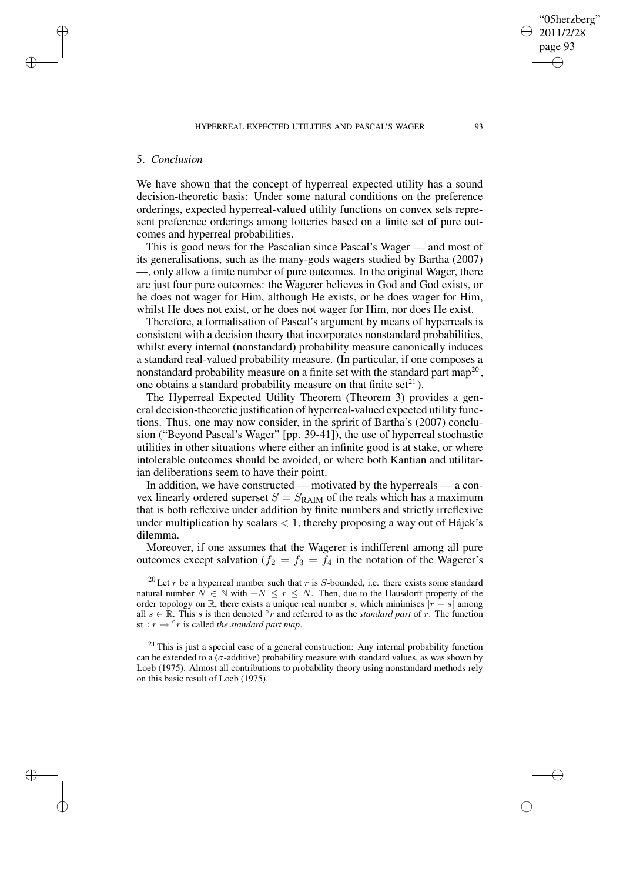## 5. *Conclusion*

We have shown that the concept of hyperreal expected utility has a sound decision-theoretic basis: Under some natural conditions on the preference orderings, expected hyperreal-valued utility functions on convex sets represent preference orderings among lotteries based on a finite set of pure outcomes and hyperreal probabilities.

This is good news for the Pascalian since Pascal's Wager — and most of its generalisations, such as the many-gods wagers studied by Bartha (2007) —, only allow a finite number of pure outcomes. In the original Wager, there are just four pure outcomes: the Wagerer believes in God and God exists, or he does not wager for Him, although He exists, or he does wager for Him, whilst He does not exist, or he does not wager for Him, nor does He exist.

Therefore, a formalisation of Pascal's argument by means of hyperreals is consistent with a decision theory that incorporates nonstandard probabilities, whilst every internal (nonstandard) probability measure canonically induces a standard real-valued probability measure. (In particular, if one composes a nonstandard probability measure on a finite set with the standard part map[20], one obtains a standard probability measure on that finite set[21].)

The Hyperreal Expected Utility Theorem (Theorem 3) provides a general decision-theoretic justification of hyperreal-valued expected utility functions. Thus, one may now consider, in the spririt of Bartha's (2007) conclusion ("Beyond Pascal's Wager" [pp. 39-41]), the use of hyperreal stochastic utilities in other situations where either an infinite good is at stake, or where intolerable outcomes should be avoided, or where both Kantian and utilitarian deliberations seem to have their point.

In addition, we have constructed — motivated by the hyperreals — a convex linearly ordered superset $S = S_{\text{RAIM}}$ of the reals which has a maximum that is both reflexive under addition by finite numbers and strictly irreflexive under multiplication by scalars $< 1$, thereby proposing a way out of Hájek's dilemma.

Moreover, if one assumes that the Wagerer is indifferent among all pure outcomes except salvation ($f_2 = f_3 = f_4$ in the notation of the Wagerer's

[20] Let $r$ be a hyperreal number such that $r$ is $S$-bounded, i.e. there exists some standard natural number $N \in \mathbb{N}$ with $-N \leq r \leq N$. Then, due to the Hausdorff property of the order topology on $\mathbb{R}$, there exists a unique real number $s$, which minimises $|r - s|$ among all $s \in \mathbb{R}$. This $s$ is then denoted $^\circ r$ and referred to as the *standard part* of $r$. The function $\text{st} : r \mapsto {}^\circ r$ is called *the standard part map*.

[21] This is just a special case of a general construction: Any internal probability function can be extended to a ($\sigma$-additive) probability measure with standard values, as was shown by Loeb (1975). Almost all contributions to probability theory using nonstandard methods rely on this basic result of Loeb (1975).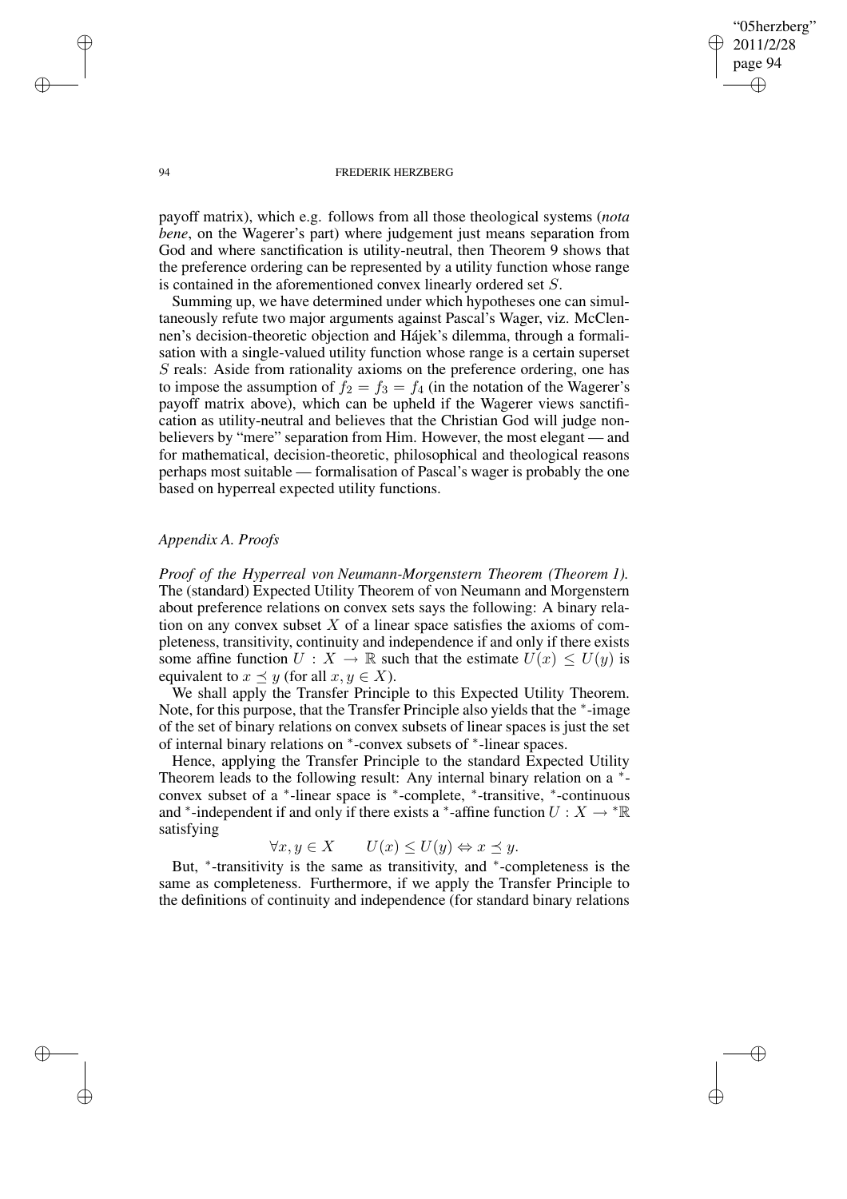payoff matrix), which e.g. follows from all those theological systems (*nota bene*, on the Wagerer's part) where judgement just means separation from God and where sanctification is utility-neutral, then Theorem 9 shows that the preference ordering can be represented by a utility function whose range is contained in the aforementioned convex linearly ordered set $S$.

Summing up, we have determined under which hypotheses one can simultaneously refute two major arguments against Pascal's Wager, viz. McClennen's decision-theoretic objection and Hájek's dilemma, through a formalisation with a single-valued utility function whose range is a certain superset $S$ reals: Aside from rationality axioms on the preference ordering, one has to impose the assumption of $f_2 = f_3 = f_4$ (in the notation of the Wagerer's payoff matrix above), which can be upheld if the Wagerer views sanctification as utility-neutral and believes that the Christian God will judge nonbelievers by "mere" separation from Him. However, the most elegant — and for mathematical, decision-theoretic, philosophical and theological reasons perhaps most suitable — formalisation of Pascal's wager is probably the one based on hyperreal expected utility functions.

## *Appendix A. Proofs*

*Proof of the Hyperreal von Neumann-Morgenstern Theorem (Theorem 1).* The (standard) Expected Utility Theorem of von Neumann and Morgenstern about preference relations on convex sets says the following: A binary relation on any convex subset $X$ of a linear space satisfies the axioms of completeness, transitivity, continuity and independence if and only if there exists some affine function $U : X \to \mathbb{R}$ such that the estimate $U(x) \leq U(y)$ is equivalent to $x \preceq y$ (for all $x, y \in X$).

We shall apply the Transfer Principle to this Expected Utility Theorem. Note, for this purpose, that the Transfer Principle also yields that the $^*$-image of the set of binary relations on convex subsets of linear spaces is just the set of internal binary relations on $^*$-convex subsets of $^*$-linear spaces.

Hence, applying the Transfer Principle to the standard Expected Utility Theorem leads to the following result: Any internal binary relation on a $^*$-convex subset of a $^*$-linear space is $^*$-complete, $^*$-transitive, $^*$-continuous and $^*$-independent if and only if there exists a $^*$-affine function $U : X \to {}^*\mathbb{R}$ satisfying

$$\forall x, y \in X \qquad U(x) \leq U(y) \Leftrightarrow x \preceq y.$$

But, $^*$-transitivity is the same as transitivity, and $^*$-completeness is the same as completeness. Furthermore, if we apply the Transfer Principle to the definitions of continuity and independence (for standard binary relations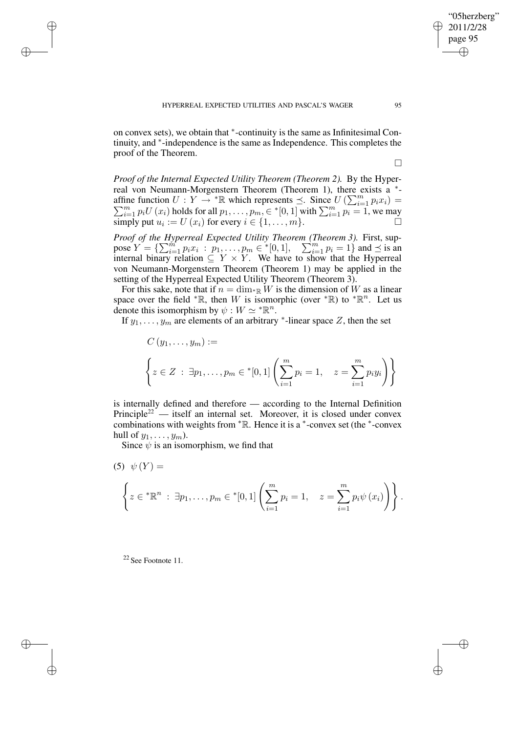on convex sets), we obtain that $^*$-continuity is the same as Infinitesimal Continuity, and $^*$-independence is the same as Independence. This completes the proof of the Theorem.

$\square$

*Proof of the Internal Expected Utility Theorem (Theorem 2).* By the Hyperreal von Neumann-Morgenstern Theorem (Theorem 1), there exists a $^*$-affine function $U : Y \to {}^*\mathbb{R}$ which represents $\preceq$. Since $U\left(\sum_{i=1}^m p_i x_i\right) = \sum_{i=1}^m p_i U(x_i)$ holds for all $p_1, \ldots, p_m, \in {}^*[0,1]$ with $\sum_{i=1}^m p_i = 1$, we may simply put $u_i := U(x_i)$ for every $i \in \{1, \ldots, m\}$. $\square$

*Proof of the Hyperreal Expected Utility Theorem (Theorem 3).* First, suppose $Y = \{\sum_{i=1}^m p_i x_i \ : \ p_1, \ldots, p_m \in {}^*[0,1], \quad \sum_{i=1}^m p_i = 1\}$ and $\preceq$ is an internal binary relation $\subseteq Y \times Y$. We have to show that the Hyperreal von Neumann-Morgenstern Theorem (Theorem 1) may be applied in the setting of the Hyperreal Expected Utility Theorem (Theorem 3).

For this sake, note that if $n = \dim_{{}^*\mathbb{R}} W$ is the dimension of $W$ as a linear space over the field ${}^*\mathbb{R}$, then $W$ is isomorphic (over ${}^*\mathbb{R}$) to ${}^*\mathbb{R}^n$. Let us denote this isomorphism by $\psi : W \simeq {}^*\mathbb{R}^n$.

If $y_1, \ldots, y_m$ are elements of an arbitrary $^*$-linear space $Z$, then the set

$$C(y_1, \ldots, y_m) :=$$

$$\left\{ z \in Z \ : \ \exists p_1, \ldots, p_m \in {}^*[0,1] \left( \sum_{i=1}^m p_i = 1, \quad z = \sum_{i=1}^m p_i y_i \right) \right\}$$

is internally defined and therefore — according to the Internal Definition Principle[22] — itself an internal set. Moreover, it is closed under convex combinations with weights from ${}^*\mathbb{R}$. Hence it is a $^*$-convex set (the $^*$-convex hull of $y_1, \ldots, y_m$).

Since $\psi$ is an isomorphism, we find that

(5) $\psi(Y) =$

$$\left\{ z \in {}^*\mathbb{R}^n \ : \ \exists p_1, \ldots, p_m \in {}^*[0,1] \left( \sum_{i=1}^m p_i = 1, \quad z = \sum_{i=1}^m p_i \psi(x_i) \right) \right\}.$$

[22] See Footnote 11.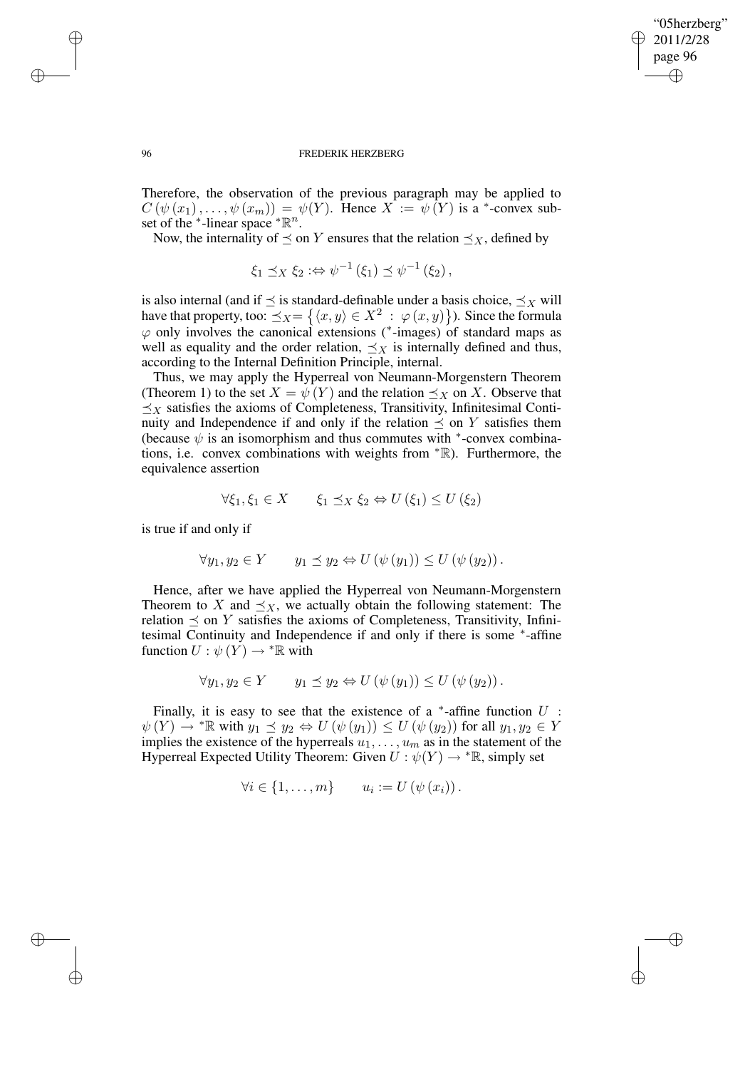Therefore, the observation of the previous paragraph may be applied to $C(\psi(x_1), \ldots, \psi(x_m)) = \psi(Y)$. Hence $X := \psi(Y)$ is a $^*$-convex subset of the $^*$-linear space $^*\mathbb{R}^n$.

Now, the internality of $\preceq$ on $Y$ ensures that the relation $\preceq_X$, defined by

$$\xi_1 \preceq_X \xi_2 :\Leftrightarrow \psi^{-1}(\xi_1) \preceq \psi^{-1}(\xi_2),$$

is also internal (and if $\preceq$ is standard-definable under a basis choice, $\preceq_X$ will have that property, too: $\preceq_X = \left\{ \langle x, y \rangle \in X^2 \; : \; \varphi(x, y) \right\}$). Since the formula $\varphi$ only involves the canonical extensions ($^*$-images) of standard maps as well as equality and the order relation, $\preceq_X$ is internally defined and thus, according to the Internal Definition Principle, internal.

Thus, we may apply the Hyperreal von Neumann-Morgenstern Theorem (Theorem 1) to the set $X = \psi(Y)$ and the relation $\preceq_X$ on $X$. Observe that $\preceq_X$ satisfies the axioms of Completeness, Transitivity, Infinitesimal Continuity and Independence if and only if the relation $\preceq$ on $Y$ satisfies them (because $\psi$ is an isomorphism and thus commutes with $^*$-convex combinations, i.e. convex combinations with weights from $^*\mathbb{R}$). Furthermore, the equivalence assertion

$$\forall \xi_1, \xi_1 \in X \qquad \xi_1 \preceq_X \xi_2 \Leftrightarrow U(\xi_1) \leq U(\xi_2)$$

is true if and only if

$$\forall y_1, y_2 \in Y \qquad y_1 \preceq y_2 \Leftrightarrow U(\psi(y_1)) \leq U(\psi(y_2)).$$

Hence, after we have applied the Hyperreal von Neumann-Morgenstern Theorem to $X$ and $\preceq_X$, we actually obtain the following statement: The relation $\preceq$ on $Y$ satisfies the axioms of Completeness, Transitivity, Infinitesimal Continuity and Independence if and only if there is some $^*$-affine function $U : \psi(Y) \to {}^*\mathbb{R}$ with

$$\forall y_1, y_2 \in Y \qquad y_1 \preceq y_2 \Leftrightarrow U(\psi(y_1)) \leq U(\psi(y_2)).$$

Finally, it is easy to see that the existence of a $^*$-affine function $U$ : $\psi(Y) \to {}^*\mathbb{R}$ with $y_1 \preceq y_2 \Leftrightarrow U(\psi(y_1)) \leq U(\psi(y_2))$ for all $y_1, y_2 \in Y$ implies the existence of the hyperreals $u_1, \ldots, u_m$ as in the statement of the Hyperreal Expected Utility Theorem: Given $U : \psi(Y) \to {}^*\mathbb{R}$, simply set

$$\forall i \in \{1, \ldots, m\} \qquad u_i := U(\psi(x_i)).$$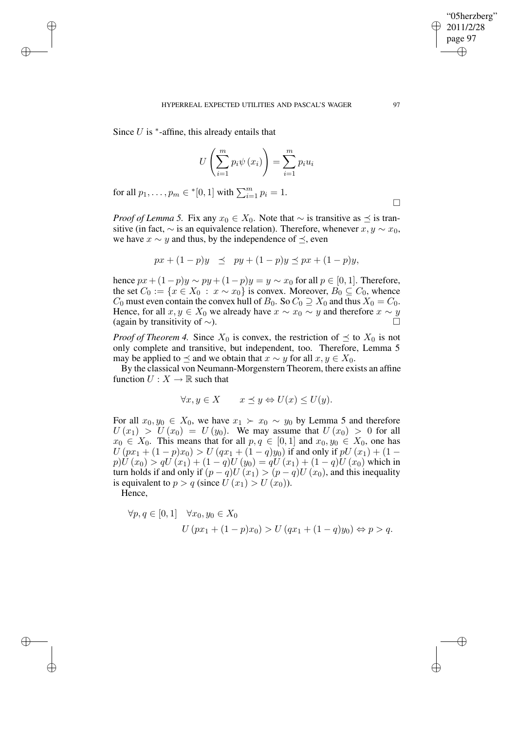Since $U$ is ${}^*$-affine, this already entails that

$$U\left(\sum_{i=1}^{m} p_i \psi(x_i)\right) = \sum_{i=1}^{m} p_i u_i$$

for all $p_1, \ldots, p_m \in {}^*[0,1]$ with $\sum_{i=1}^{m} p_i = 1$. $\square$

*Proof of Lemma 5.* Fix any $x_0 \in X_0$. Note that $\sim$ is transitive as $\preceq$ is transitive (in fact, $\sim$ is an equivalence relation). Therefore, whenever $x, y \sim x_0$, we have $x \sim y$ and thus, by the independence of $\preceq$, even

$$px + (1-p)y \quad \preceq \quad py + (1-p)y \preceq px + (1-p)y,$$

hence $px + (1-p)y \sim py + (1-p)y = y \sim x_0$ for all $p \in [0,1]$. Therefore, the set $C_0 := \{x \in X_0 \,:\, x \sim x_0\}$ is convex. Moreover, $B_0 \subseteq C_0$, whence $C_0$ must even contain the convex hull of $B_0$. So $C_0 \supseteq X_0$ and thus $X_0 = C_0$. Hence, for all $x, y \in X_0$ we already have $x \sim x_0 \sim y$ and therefore $x \sim y$ (again by transitivity of $\sim$). $\square$

*Proof of Theorem 4.* Since $X_0$ is convex, the restriction of $\preceq$ to $X_0$ is not only complete and transitive, but independent, too. Therefore, Lemma 5 may be applied to $\preceq$ and we obtain that $x \sim y$ for all $x, y \in X_0$.

By the classical von Neumann-Morgenstern Theorem, there exists an affine function $U : X \to \mathbb{R}$ such that

$$\forall x, y \in X \qquad x \preceq y \Leftrightarrow U(x) \leq U(y).$$

For all $x_0, y_0 \in X_0$, we have $x_1 \succ x_0 \sim y_0$ by Lemma 5 and therefore $U(x_1) > U(x_0) = U(y_0)$. We may assume that $U(x_0) > 0$ for all $x_0 \in X_0$. This means that for all $p, q \in [0,1]$ and $x_0, y_0 \in X_0$, one has $U(px_1 + (1-p)x_0) > U(qx_1 + (1-q)y_0)$ if and only if $pU(x_1) + (1-p)U(x_0) > qU(x_1) + (1-q)U(y_0) = qU(x_1) + (1-q)U(x_0)$ which in turn holds if and only if $(p-q)U(x_1) > (p-q)U(x_0)$, and this inequality is equivalent to $p > q$ (since $U(x_1) > U(x_0)$).

Hence,

$$\forall p, q \in [0,1] \quad \forall x_0, y_0 \in X_0$$
$$U(px_1 + (1-p)x_0) > U(qx_1 + (1-q)y_0) \Leftrightarrow p > q.$$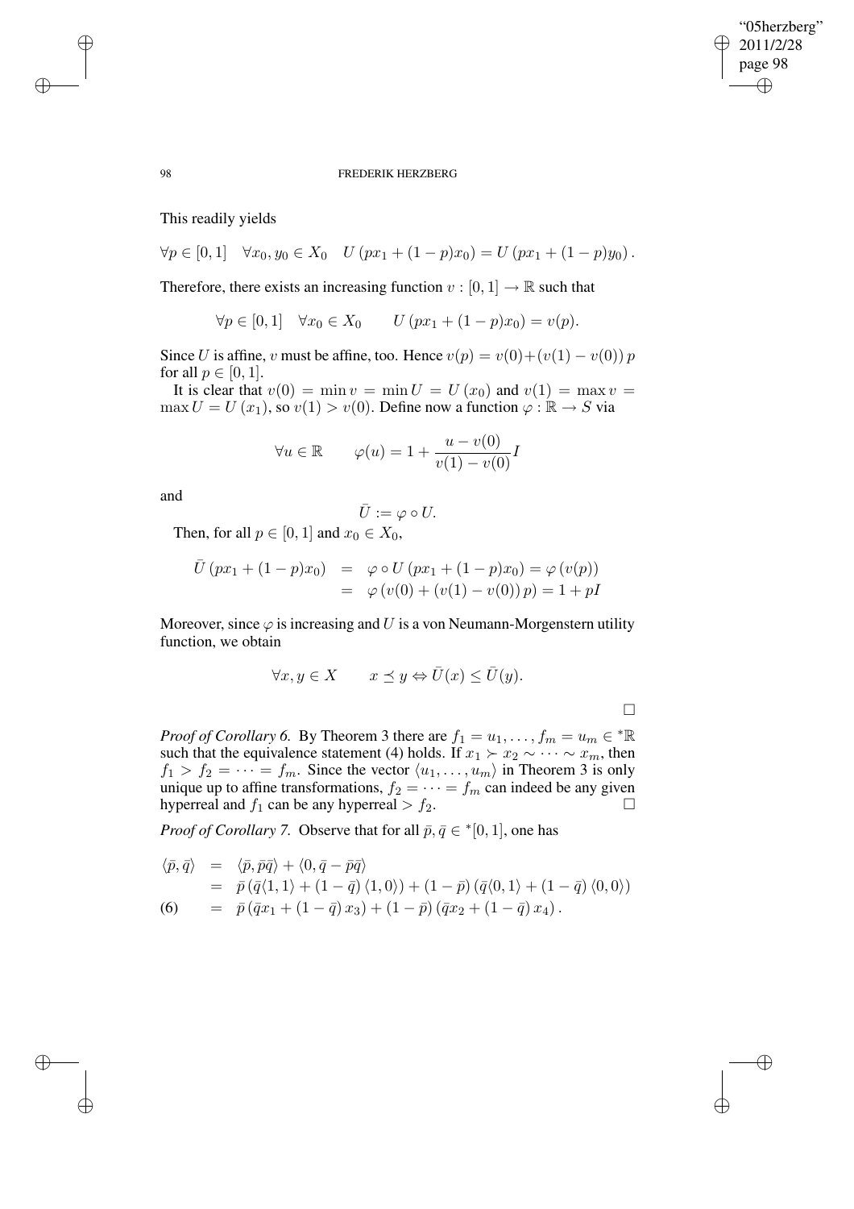This readily yields

$$\forall p \in [0,1] \quad \forall x_0, y_0 \in X_0 \quad U\left(px_1 + (1-p)x_0\right) = U\left(px_1 + (1-p)y_0\right).$$

Therefore, there exists an increasing function $v : [0,1] \to \mathbb{R}$ such that

$$\forall p \in [0,1] \quad \forall x_0 \in X_0 \qquad U\left(px_1 + (1-p)x_0\right) = v(p).$$

Since $U$ is affine, $v$ must be affine, too. Hence $v(p) = v(0) + (v(1) - v(0))\, p$ for all $p \in [0,1]$.

It is clear that $v(0) = \min v = \min U = U(x_0)$ and $v(1) = \max v = \max U = U(x_1)$, so $v(1) > v(0)$. Define now a function $\varphi : \mathbb{R} \to S$ via

$$\forall u \in \mathbb{R} \qquad \varphi(u) = 1 + \frac{u - v(0)}{v(1) - v(0)} I$$

and

$$\bar{U} := \varphi \circ U.$$

Then, for all $p \in [0,1]$ and $x_0 \in X_0$,

$$\begin{aligned}
\bar{U}\left(px_1 + (1-p)x_0\right) &= \varphi \circ U\left(px_1 + (1-p)x_0\right) = \varphi\left(v(p)\right) \\
&= \varphi\left(v(0) + (v(1) - v(0))\, p\right) = 1 + pI
\end{aligned}$$

Moreover, since $\varphi$ is increasing and $U$ is a von Neumann-Morgenstern utility function, we obtain

$$\forall x, y \in X \qquad x \preceq y \Leftrightarrow \bar{U}(x) \leq \bar{U}(y).$$

□

*Proof of Corollary 6.* By Theorem 3 there are $f_1 = u_1, \ldots, f_m = u_m \in {}^*\mathbb{R}$ such that the equivalence statement (4) holds. If $x_1 \succ x_2 \sim \cdots \sim x_m$, then $f_1 > f_2 = \cdots = f_m$. Since the vector $\langle u_1, \ldots, u_m \rangle$ in Theorem 3 is only unique up to affine transformations, $f_2 = \cdots = f_m$ can indeed be any given hyperreal and $f_1$ can be any hyperreal $> f_2$. □

*Proof of Corollary 7.* Observe that for all $\bar{p}, \bar{q} \in {}^*[0,1]$, one has

$$\begin{aligned}
\langle \bar{p}, \bar{q} \rangle &= \langle \bar{p}, \bar{p}\bar{q} \rangle + \langle 0, \bar{q} - \bar{p}\bar{q} \rangle \\
&= \bar{p}\left(\bar{q}\langle 1, 1 \rangle + (1-\bar{q})\langle 1, 0 \rangle\right) + (1-\bar{p})\left(\bar{q}\langle 0, 1 \rangle + (1-\bar{q})\langle 0, 0 \rangle\right) \\
&= \bar{p}\left(\bar{q}x_1 + (1-\bar{q})\, x_3\right) + (1-\bar{p})\left(\bar{q}x_2 + (1-\bar{q})\, x_4\right). \qquad (6)
\end{aligned}$$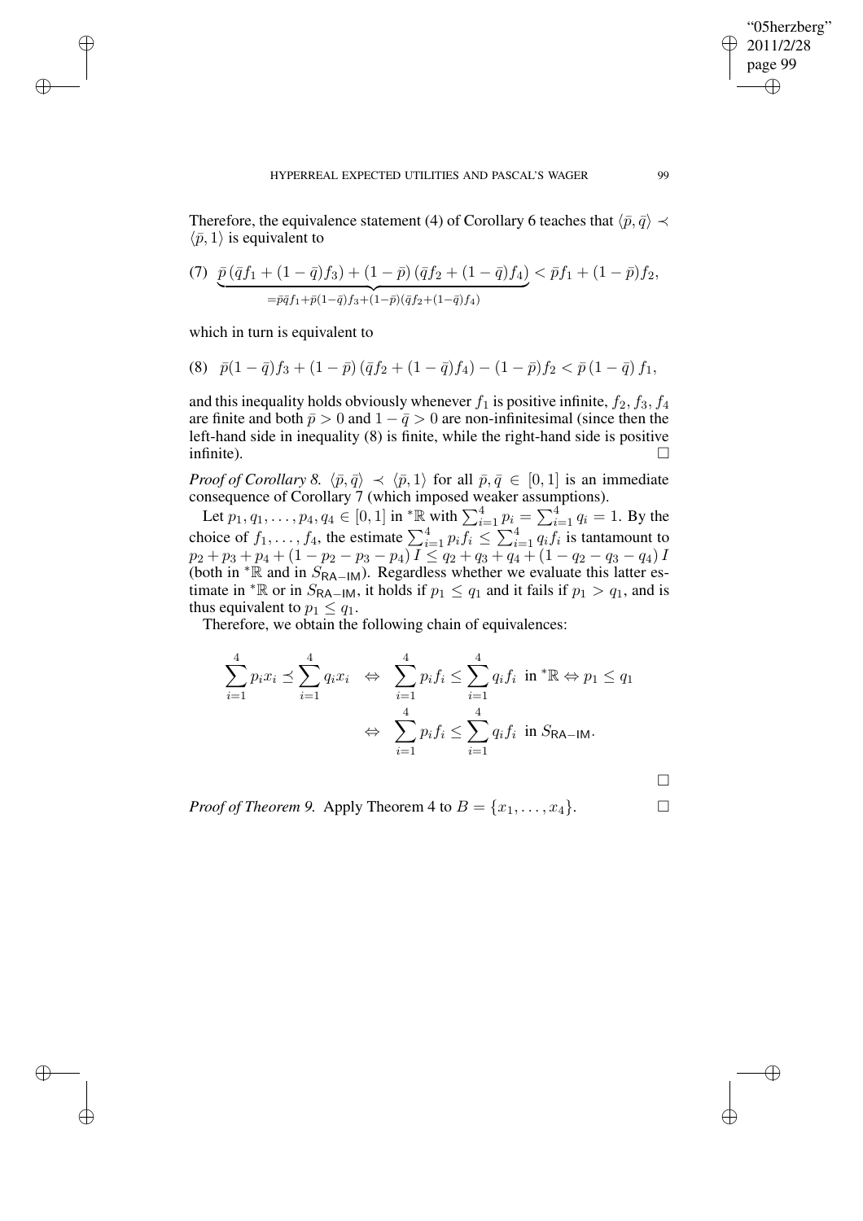Therefore, the equivalence statement (4) of Corollary 6 teaches that $\langle\bar{p},\bar{q}\rangle \prec \langle\bar{p},1\rangle$ is equivalent to

$$(7)\quad \underbrace{\bar{p}\left(\bar{q}f_1+(1-\bar{q})f_3\right)+(1-\bar{p})\left(\bar{q}f_2+(1-\bar{q})f_4\right)}_{=\bar{p}\bar{q}f_1+\bar{p}(1-\bar{q})f_3+(1-\bar{p})(\bar{q}f_2+(1-\bar{q})f_4)} < \bar{p}f_1+(1-\bar{p})f_2,$$

which in turn is equivalent to

$$(8)\quad \bar{p}(1-\bar{q})f_3+(1-\bar{p})\left(\bar{q}f_2+(1-\bar{q})f_4\right)-(1-\bar{p})f_2 < \bar{p}\left(1-\bar{q}\right)f_1,$$

and this inequality holds obviously whenever $f_1$ is positive infinite, $f_2, f_3, f_4$ are finite and both $\bar{p} > 0$ and $1-\bar{q} > 0$ are non-infinitesimal (since then the left-hand side in inequality (8) is finite, while the right-hand side is positive infinite). □

*Proof of Corollary 8.* $\langle\bar{p},\bar{q}\rangle \prec \langle\bar{p},1\rangle$ for all $\bar{p},\bar{q} \in [0,1]$ is an immediate consequence of Corollary 7 (which imposed weaker assumptions).

Let $p_1, q_1, \ldots, p_4, q_4 \in [0,1]$ in ${}^*\mathbb{R}$ with $\sum_{i=1}^4 p_i = \sum_{i=1}^4 q_i = 1$. By the choice of $f_1, \ldots, f_4$, the estimate $\sum_{i=1}^4 p_i f_i \leq \sum_{i=1}^4 q_i f_i$ is tantamount to $p_2+p_3+p_4+(1-p_2-p_3-p_4)I \leq q_2+q_3+q_4+(1-q_2-q_3-q_4)I$ (both in ${}^*\mathbb{R}$ and in $S_{\mathsf{RA-IM}}$). Regardless whether we evaluate this latter estimate in ${}^*\mathbb{R}$ or in $S_{\mathsf{RA-IM}}$, it holds if $p_1 \leq q_1$ and it fails if $p_1 > q_1$, and is thus equivalent to $p_1 \leq q_1$.

Therefore, we obtain the following chain of equivalences:

$$\begin{aligned}\sum_{i=1}^4 p_i x_i \preceq \sum_{i=1}^4 q_i x_i \quad &\Leftrightarrow \quad \sum_{i=1}^4 p_i f_i \leq \sum_{i=1}^4 q_i f_i \;\text{ in } {}^*\mathbb{R} \Leftrightarrow p_1 \leq q_1 \\ &\Leftrightarrow \quad \sum_{i=1}^4 p_i f_i \leq \sum_{i=1}^4 q_i f_i \;\text{ in } S_{\mathsf{RA-IM}}.\end{aligned}$$

□

*Proof of Theorem 9.* Apply Theorem 4 to $B = \{x_1, \ldots, x_4\}$. □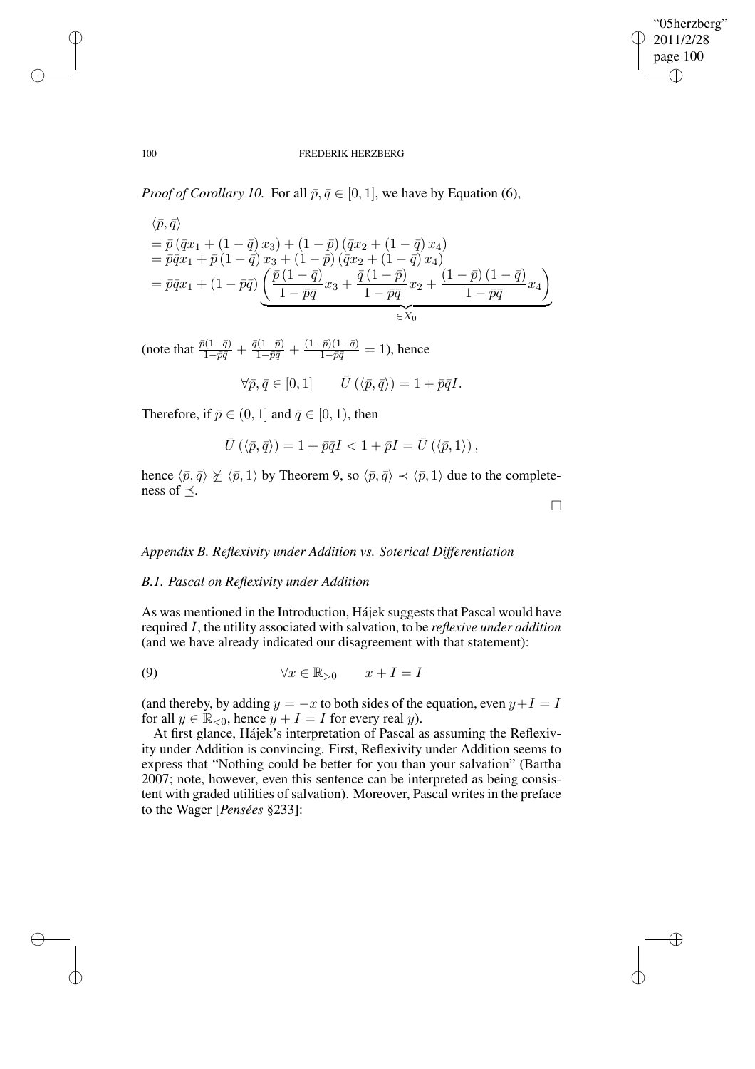*Proof of Corollary 10.* For all $\bar{p}, \bar{q} \in [0,1]$, we have by Equation (6),

$$
\begin{aligned}
&\langle \bar{p}, \bar{q} \rangle \\
&= \bar{p}\left(\bar{q}x_1 + (1-\bar{q})\,x_3\right) + (1-\bar{p})\left(\bar{q}x_2 + (1-\bar{q})\,x_4\right) \\
&= \bar{p}\bar{q}x_1 + \bar{p}\,(1-\bar{q})\,x_3 + (1-\bar{p})\left(\bar{q}x_2 + (1-\bar{q})\,x_4\right) \\
&= \bar{p}\bar{q}x_1 + (1-\bar{p}\bar{q}) \underbrace{\left(\frac{\bar{p}\,(1-\bar{q})}{1-\bar{p}\bar{q}}x_3 + \frac{\bar{q}\,(1-\bar{p})}{1-\bar{p}\bar{q}}x_2 + \frac{(1-\bar{p})\,(1-\bar{q})}{1-\bar{p}\bar{q}}x_4\right)}_{\in X_0}
\end{aligned}
$$

(note that $\frac{\bar{p}(1-\bar{q})}{1-\bar{p}\bar{q}} + \frac{\bar{q}(1-\bar{p})}{1-\bar{p}\bar{q}} + \frac{(1-\bar{p})(1-\bar{q})}{1-\bar{p}\bar{q}} = 1$), hence

$$\forall \bar{p}, \bar{q} \in [0,1] \qquad \bar{U}\left(\langle \bar{p}, \bar{q} \rangle\right) = 1 + \bar{p}\bar{q}I.$$

Therefore, if $\bar{p} \in (0,1]$ and $\bar{q} \in [0,1)$, then

$$\bar{U}\left(\langle \bar{p}, \bar{q} \rangle\right) = 1 + \bar{p}\bar{q}I < 1 + \bar{p}I = \bar{U}\left(\langle \bar{p}, 1 \rangle\right),$$

hence $\langle \bar{p}, \bar{q} \rangle \not\succeq \langle \bar{p}, 1 \rangle$ by Theorem 9, so $\langle \bar{p}, \bar{q} \rangle \prec \langle \bar{p}, 1 \rangle$ due to the completeness of $\preceq$.

□

## *Appendix B. Reflexivity under Addition vs. Soterical Differentiation*

### *B.1. Pascal on Reflexivity under Addition*

As was mentioned in the Introduction, Hájek suggests that Pascal would have required $I$, the utility associated with salvation, to be *reflexive under addition* (and we have already indicated our disagreement with that statement):

$$\forall x \in \mathbb{R}_{>0} \qquad x + I = I \tag{9}$$

(and thereby, by adding $y = -x$ to both sides of the equation, even $y + I = I$ for all $y \in \mathbb{R}_{<0}$, hence $y + I = I$ for every real $y$).

At first glance, Hájek's interpretation of Pascal as assuming the Reflexivity under Addition is convincing. First, Reflexivity under Addition seems to express that "Nothing could be better for you than your salvation" (Bartha 2007; note, however, even this sentence can be interpreted as being consistent with graded utilities of salvation). Moreover, Pascal writes in the preface to the Wager [*Pensées* §233]: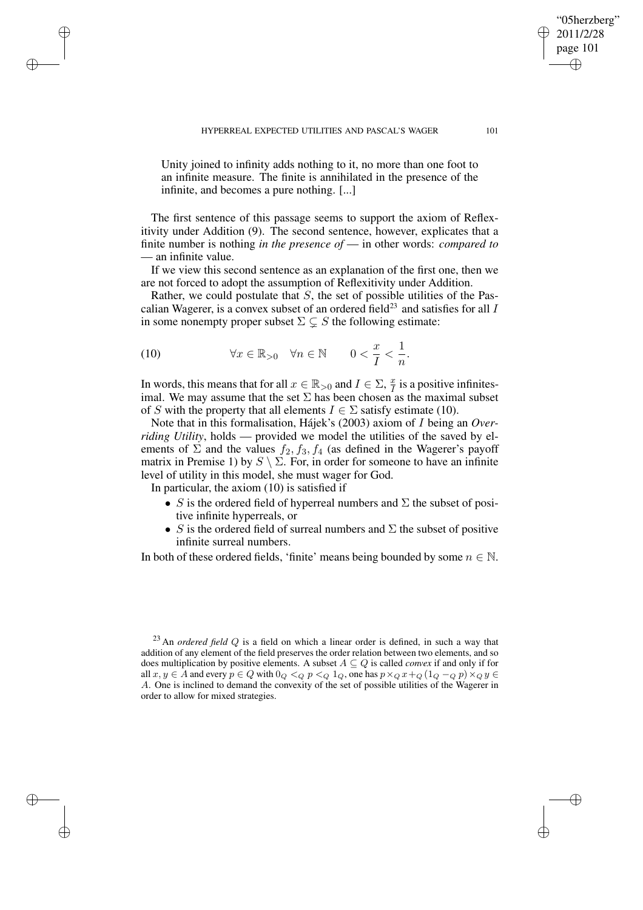Unity joined to infinity adds nothing to it, no more than one foot to an infinite measure. The finite is annihilated in the presence of the infinite, and becomes a pure nothing. [...]

The first sentence of this passage seems to support the axiom of Reflexitivity under Addition (9). The second sentence, however, explicates that a finite number is nothing *in the presence of* — in other words: *compared to* — an infinite value.

If we view this second sentence as an explanation of the first one, then we are not forced to adopt the assumption of Reflexitivity under Addition.

Rather, we could postulate that $S$, the set of possible utilities of the Pascalian Wagerer, is a convex subset of an ordered field[23] and satisfies for all $I$ in some nonempty proper subset $\Sigma \subsetneq S$ the following estimate:

$$\forall x \in \mathbb{R}_{>0} \quad \forall n \in \mathbb{N} \qquad 0 < \frac{x}{I} < \frac{1}{n}. \tag{10}$$

In words, this means that for all $x \in \mathbb{R}_{>0}$ and $I \in \Sigma$, $\frac{x}{I}$ is a positive infinitesimal. We may assume that the set $\Sigma$ has been chosen as the maximal subset of $S$ with the property that all elements $I \in \Sigma$ satisfy estimate (10).

Note that in this formalisation, Hájek's (2003) axiom of $I$ being an *Overriding Utility*, holds — provided we model the utilities of the saved by elements of $\Sigma$ and the values $f_2, f_3, f_4$ (as defined in the Wagerer's payoff matrix in Premise 1) by $S \setminus \Sigma$. For, in order for someone to have an infinite level of utility in this model, she must wager for God.

In particular, the axiom (10) is satisfied if

- $S$ is the ordered field of hyperreal numbers and $\Sigma$ the subset of positive infinite hyperreals, or
- $S$ is the ordered field of surreal numbers and $\Sigma$ the subset of positive infinite surreal numbers.

In both of these ordered fields, 'finite' means being bounded by some $n \in \mathbb{N}$.

[23] An *ordered field* $Q$ is a field on which a linear order is defined, in such a way that addition of any element of the field preserves the order relation between two elements, and so does multiplication by positive elements. A subset $A \subseteq Q$ is called *convex* if and only if for all $x, y \in A$ and every $p \in Q$ with $0_Q <_Q p <_Q 1_Q$, one has $p \times_Q x +_Q (1_Q -_Q p) \times_Q y \in A$. One is inclined to demand the convexity of the set of possible utilities of the Wagerer in order to allow for mixed strategies.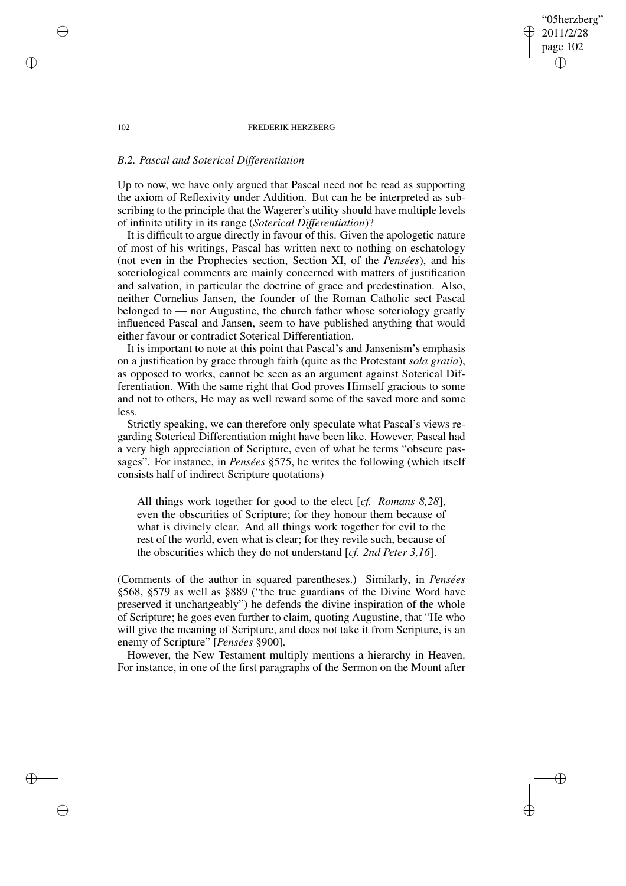### *B.2. Pascal and Soterical Differentiation*

Up to now, we have only argued that Pascal need not be read as supporting the axiom of Reflexivity under Addition. But can he be interpreted as subscribing to the principle that the Wagerer's utility should have multiple levels of infinite utility in its range (*Soterical Differentiation*)?

It is difficult to argue directly in favour of this. Given the apologetic nature of most of his writings, Pascal has written next to nothing on eschatology (not even in the Prophecies section, Section XI, of the *Pensées*), and his soteriological comments are mainly concerned with matters of justification and salvation, in particular the doctrine of grace and predestination. Also, neither Cornelius Jansen, the founder of the Roman Catholic sect Pascal belonged to — nor Augustine, the church father whose soteriology greatly influenced Pascal and Jansen, seem to have published anything that would either favour or contradict Soterical Differentiation.

It is important to note at this point that Pascal's and Jansenism's emphasis on a justification by grace through faith (quite as the Protestant *sola gratia*), as opposed to works, cannot be seen as an argument against Soterical Differentiation. With the same right that God proves Himself gracious to some and not to others, He may as well reward some of the saved more and some less.

Strictly speaking, we can therefore only speculate what Pascal's views regarding Soterical Differentiation might have been like. However, Pascal had a very high appreciation of Scripture, even of what he terms "obscure passages". For instance, in *Pensées* §575, he writes the following (which itself consists half of indirect Scripture quotations)

> All things work together for good to the elect [*cf. Romans 8,28*], even the obscurities of Scripture; for they honour them because of what is divinely clear. And all things work together for evil to the rest of the world, even what is clear; for they revile such, because of the obscurities which they do not understand [*cf. 2nd Peter 3,16*].

(Comments of the author in squared parentheses.) Similarly, in *Pensées* §568, §579 as well as §889 ("the true guardians of the Divine Word have preserved it unchangeably") he defends the divine inspiration of the whole of Scripture; he goes even further to claim, quoting Augustine, that "He who will give the meaning of Scripture, and does not take it from Scripture, is an enemy of Scripture" [*Pensées* §900].

However, the New Testament multiply mentions a hierarchy in Heaven. For instance, in one of the first paragraphs of the Sermon on the Mount after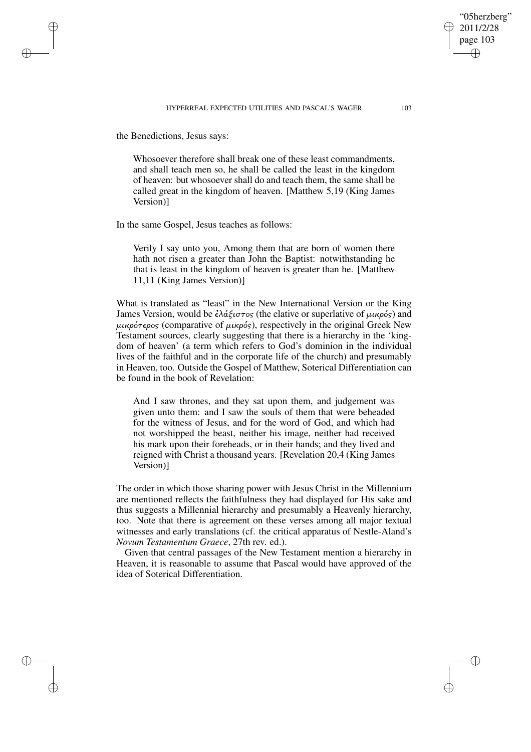the Benedictions, Jesus says:

> Whosoever therefore shall break one of these least commandments, and shall teach men so, he shall be called the least in the kingdom of heaven: but whosoever shall do and teach them, the same shall be called great in the kingdom of heaven. [Matthew 5,19 (King James Version)]

In the same Gospel, Jesus teaches as follows:

> Verily I say unto you, Among them that are born of women there hath not risen a greater than John the Baptist: notwithstanding he that is least in the kingdom of heaven is greater than he. [Matthew 11,11 (King James Version)]

What is translated as "least" in the New International Version or the King James Version, would be *ἐλάξιστος* (the elative or superlative of *μικρός*) and *μικρότερος* (comparative of *μικρός*), respectively in the original Greek New Testament sources, clearly suggesting that there is a hierarchy in the 'kingdom of heaven' (a term which refers to God's dominion in the individual lives of the faithful and in the corporate life of the church) and presumably in Heaven, too. Outside the Gospel of Matthew, Soterical Differentiation can be found in the book of Revelation:

> And I saw thrones, and they sat upon them, and judgement was given unto them: and I saw the souls of them that were beheaded for the witness of Jesus, and for the word of God, and which had not worshipped the beast, neither his image, neither had received his mark upon their foreheads, or in their hands; and they lived and reigned with Christ a thousand years. [Revelation 20,4 (King James Version)]

The order in which those sharing power with Jesus Christ in the Millennium are mentioned reflects the faithfulness they had displayed for His sake and thus suggests a Millennial hierarchy and presumably a Heavenly hierarchy, too. Note that there is agreement on these verses among all major textual witnesses and early translations (cf. the critical apparatus of Nestle-Aland's *Novum Testamentum Graece*, 27th rev. ed.).

Given that central passages of the New Testament mention a hierarchy in Heaven, it is reasonable to assume that Pascal would have approved of the idea of Soterical Differentiation.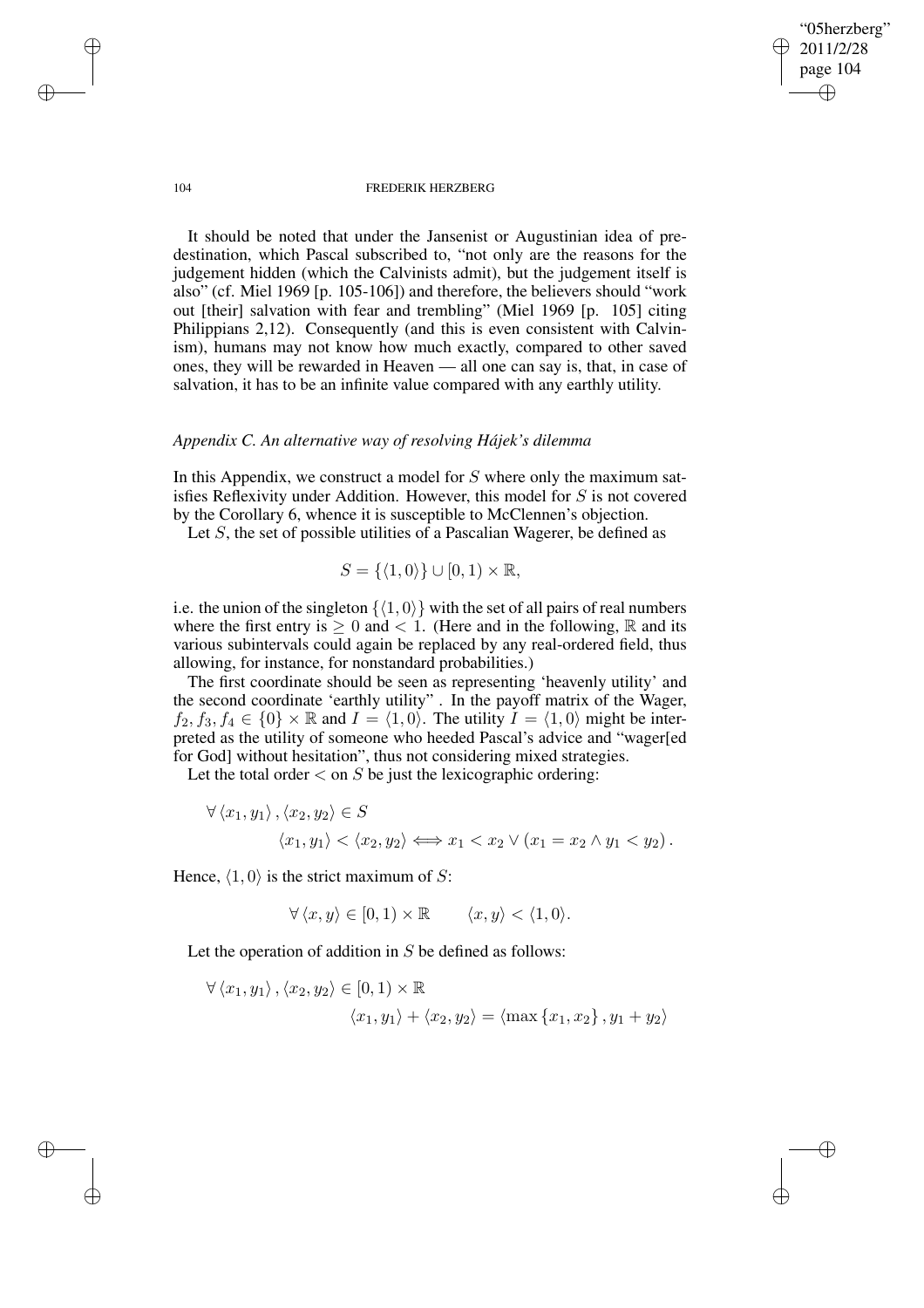It should be noted that under the Jansenist or Augustinian idea of predestination, which Pascal subscribed to, "not only are the reasons for the judgement hidden (which the Calvinists admit), but the judgement itself is also" (cf. Miel 1969 [p. 105-106]) and therefore, the believers should "work out [their] salvation with fear and trembling" (Miel 1969 [p. 105] citing Philippians 2,12). Consequently (and this is even consistent with Calvinism), humans may not know how much exactly, compared to other saved ones, they will be rewarded in Heaven — all one can say is, that, in case of salvation, it has to be an infinite value compared with any earthly utility.

### *Appendix C. An alternative way of resolving Hájek's dilemma*

In this Appendix, we construct a model for $S$ where only the maximum satisfies Reflexivity under Addition. However, this model for $S$ is not covered by the Corollary 6, whence it is susceptible to McClennen's objection.

Let $S$, the set of possible utilities of a Pascalian Wagerer, be defined as

$$S = \{\langle 1, 0\rangle\} \cup [0, 1) \times \mathbb{R},$$

i.e. the union of the singleton $\{\langle 1, 0\rangle\}$ with the set of all pairs of real numbers where the first entry is $\geq 0$ and $< 1$. (Here and in the following, $\mathbb{R}$ and its various subintervals could again be replaced by any real-ordered field, thus allowing, for instance, for nonstandard probabilities.)

The first coordinate should be seen as representing 'heavenly utility' and the second coordinate 'earthly utility" . In the payoff matrix of the Wager, $f_2, f_3, f_4 \in \{0\} \times \mathbb{R}$ and $I = \langle 1, 0\rangle$. The utility $I = \langle 1, 0\rangle$ might be interpreted as the utility of someone who heeded Pascal's advice and "wager[ed for God] without hesitation", thus not considering mixed strategies.

Let the total order $<$ on $S$ be just the lexicographic ordering:

$$\forall \langle x_1, y_1\rangle, \langle x_2, y_2\rangle \in S$$
$$\langle x_1, y_1\rangle < \langle x_2, y_2\rangle \Longleftrightarrow x_1 < x_2 \vee (x_1 = x_2 \wedge y_1 < y_2).$$

Hence, $\langle 1, 0\rangle$ is the strict maximum of $S$:

$$\forall \langle x, y\rangle \in [0, 1) \times \mathbb{R} \qquad \langle x, y\rangle < \langle 1, 0\rangle.$$

Let the operation of addition in $S$ be defined as follows:

$$\forall \langle x_1, y_1\rangle, \langle x_2, y_2\rangle \in [0, 1) \times \mathbb{R}$$
$$\langle x_1, y_1\rangle + \langle x_2, y_2\rangle = \langle \max\{x_1, x_2\}, y_1 + y_2\rangle$$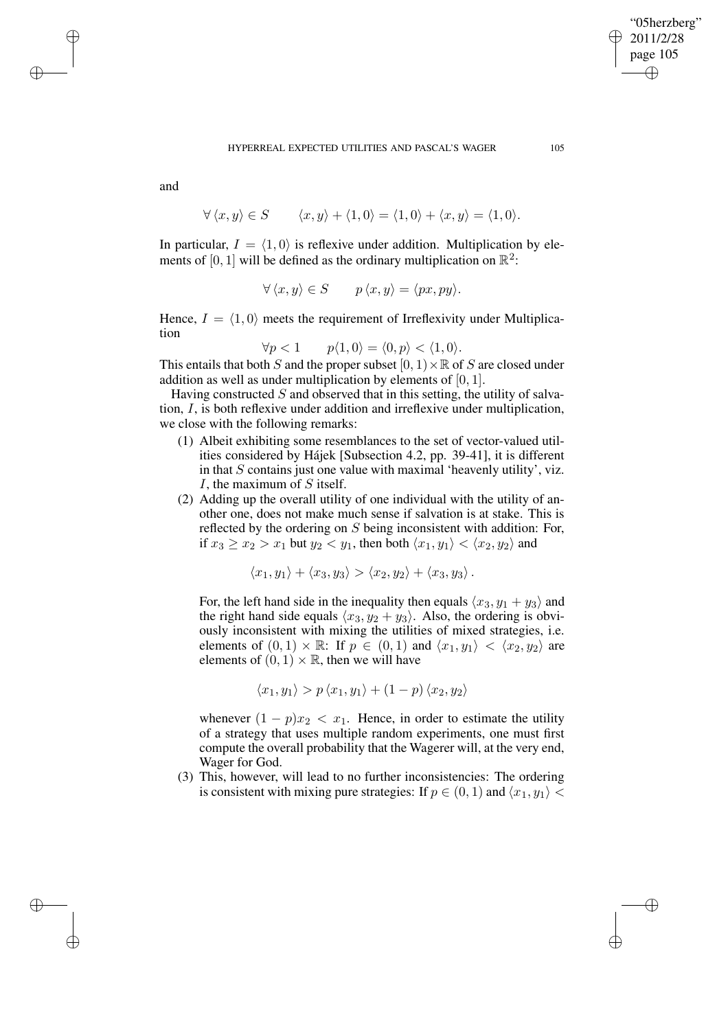and

$$\forall \langle x, y \rangle \in S \qquad \langle x, y \rangle + \langle 1, 0 \rangle = \langle 1, 0 \rangle + \langle x, y \rangle = \langle 1, 0 \rangle.$$

In particular, $I = \langle 1, 0 \rangle$ is reflexive under addition. Multiplication by elements of $[0, 1]$ will be defined as the ordinary multiplication on $\mathbb{R}^2$:

$$\forall \langle x, y \rangle \in S \qquad p \langle x, y \rangle = \langle px, py \rangle.$$

Hence, $I = \langle 1, 0 \rangle$ meets the requirement of Irreflexivity under Multiplication

$$\forall p < 1 \qquad p\langle 1, 0 \rangle = \langle 0, p \rangle < \langle 1, 0 \rangle.$$

This entails that both $S$ and the proper subset $[0, 1) \times \mathbb{R}$ of $S$ are closed under addition as well as under multiplication by elements of $[0, 1]$.

Having constructed $S$ and observed that in this setting, the utility of salvation, $I$, is both reflexive under addition and irreflexive under multiplication, we close with the following remarks:

1. Albeit exhibiting some resemblances to the set of vector-valued utilities considered by Hájek [Subsection 4.2, pp. 39-41], it is different in that $S$ contains just one value with maximal 'heavenly utility', viz. $I$, the maximum of $S$ itself.
2. Adding up the overall utility of one individual with the utility of another one, does not make much sense if salvation is at stake. This is reflected by the ordering on $S$ being inconsistent with addition: For, if $x_3 \geq x_2 > x_1$ but $y_2 < y_1$, then both $\langle x_1, y_1 \rangle < \langle x_2, y_2 \rangle$ and

   $$\langle x_1, y_1 \rangle + \langle x_3, y_3 \rangle > \langle x_2, y_2 \rangle + \langle x_3, y_3 \rangle.$$

   For, the left hand side in the inequality then equals $\langle x_3, y_1 + y_3 \rangle$ and the right hand side equals $\langle x_3, y_2 + y_3 \rangle$. Also, the ordering is obviously inconsistent with mixing the utilities of mixed strategies, i.e. elements of $(0, 1) \times \mathbb{R}$: If $p \in (0, 1)$ and $\langle x_1, y_1 \rangle < \langle x_2, y_2 \rangle$ are elements of $(0, 1) \times \mathbb{R}$, then we will have

   $$\langle x_1, y_1 \rangle > p \langle x_1, y_1 \rangle + (1 - p) \langle x_2, y_2 \rangle$$

   whenever $(1 - p)x_2 < x_1$. Hence, in order to estimate the utility of a strategy that uses multiple random experiments, one must first compute the overall probability that the Wagerer will, at the very end, Wager for God.
3. This, however, will lead to no further inconsistencies: The ordering is consistent with mixing pure strategies: If $p \in (0, 1)$ and $\langle x_1, y_1 \rangle <$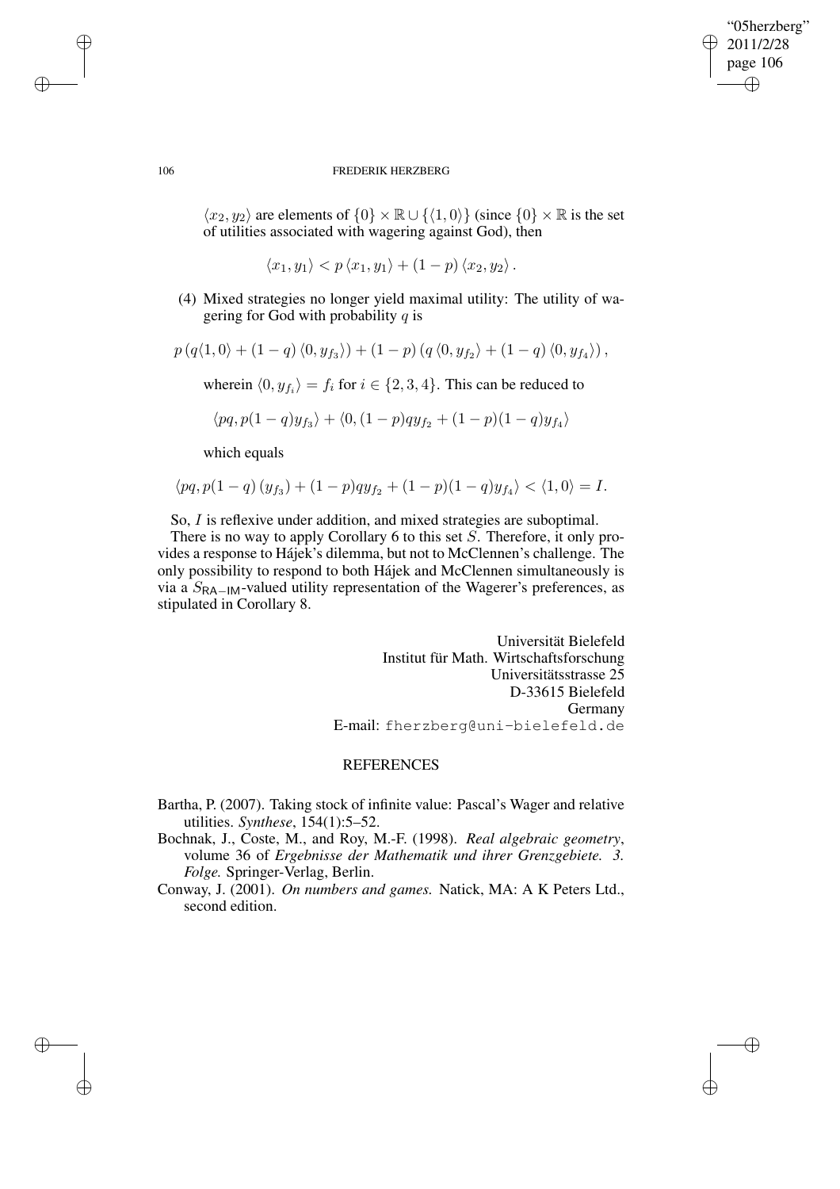$\langle x_2, y_2 \rangle$ are elements of $\{0\} \times \mathbb{R} \cup \{\langle 1, 0 \rangle\}$ (since $\{0\} \times \mathbb{R}$ is the set of utilities associated with wagering against God), then

$$\langle x_1, y_1 \rangle < p \langle x_1, y_1 \rangle + (1-p) \langle x_2, y_2 \rangle .$$

(4) Mixed strategies no longer yield maximal utility: The utility of wagering for God with probability $q$ is

$$p\left(q\langle 1, 0\rangle + (1-q)\langle 0, y_{f_3}\rangle\right) + (1-p)\left(q\langle 0, y_{f_2}\rangle + (1-q)\langle 0, y_{f_4}\rangle\right),$$

wherein $\langle 0, y_{f_i} \rangle = f_i$ for $i \in \{2, 3, 4\}$. This can be reduced to

$$\langle pq, p(1-q)y_{f_3} \rangle + \langle 0, (1-p)qy_{f_2} + (1-p)(1-q)y_{f_4} \rangle$$

which equals

$$\langle pq, p(1-q)(y_{f_3}) + (1-p)qy_{f_2} + (1-p)(1-q)y_{f_4} \rangle < \langle 1, 0 \rangle = I.$$

So, $I$ is reflexive under addition, and mixed strategies are suboptimal.

There is no way to apply Corollary 6 to this set $S$. Therefore, it only provides a response to Hájek's dilemma, but not to McClennen's challenge. The only possibility to respond to both Hájek and McClennen simultaneously is via a $S_{\mathsf{RA-IM}}$-valued utility representation of the Wagerer's preferences, as stipulated in Corollary 8.

Universität Bielefeld
Institut für Math. Wirtschaftsforschung
Universitätsstrasse 25
D-33615 Bielefeld
Germany
E-mail: fherzberg@uni-bielefeld.de

## REFERENCES

Bartha, P. (2007). Taking stock of infinite value: Pascal's Wager and relative utilities. *Synthese*, 154(1):5–52.

Bochnak, J., Coste, M., and Roy, M.-F. (1998). *Real algebraic geometry*, volume 36 of *Ergebnisse der Mathematik und ihrer Grenzgebiete. 3. Folge.* Springer-Verlag, Berlin.

Conway, J. (2001). *On numbers and games.* Natick, MA: A K Peters Ltd., second edition.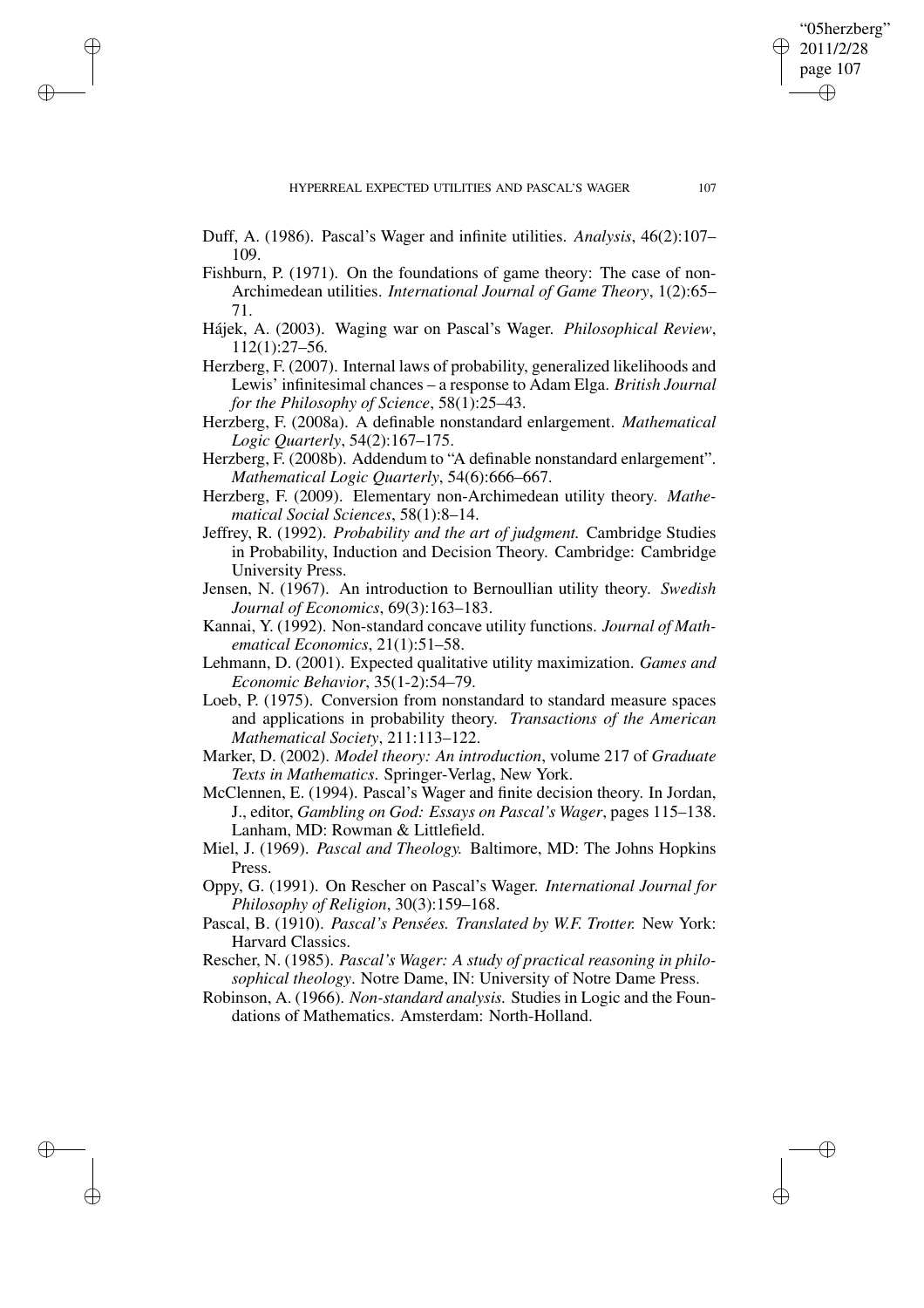Duff, A. (1986). Pascal's Wager and infinite utilities. *Analysis*, 46(2):107–109.

Fishburn, P. (1971). On the foundations of game theory: The case of non-Archimedean utilities. *International Journal of Game Theory*, 1(2):65–71.

Hájek, A. (2003). Waging war on Pascal's Wager. *Philosophical Review*, 112(1):27–56.

Herzberg, F. (2007). Internal laws of probability, generalized likelihoods and Lewis' infinitesimal chances – a response to Adam Elga. *British Journal for the Philosophy of Science*, 58(1):25–43.

Herzberg, F. (2008a). A definable nonstandard enlargement. *Mathematical Logic Quarterly*, 54(2):167–175.

Herzberg, F. (2008b). Addendum to "A definable nonstandard enlargement". *Mathematical Logic Quarterly*, 54(6):666–667.

Herzberg, F. (2009). Elementary non-Archimedean utility theory. *Mathematical Social Sciences*, 58(1):8–14.

Jeffrey, R. (1992). *Probability and the art of judgment.* Cambridge Studies in Probability, Induction and Decision Theory. Cambridge: Cambridge University Press.

Jensen, N. (1967). An introduction to Bernoullian utility theory. *Swedish Journal of Economics*, 69(3):163–183.

Kannai, Y. (1992). Non-standard concave utility functions. *Journal of Mathematical Economics*, 21(1):51–58.

Lehmann, D. (2001). Expected qualitative utility maximization. *Games and Economic Behavior*, 35(1-2):54–79.

Loeb, P. (1975). Conversion from nonstandard to standard measure spaces and applications in probability theory. *Transactions of the American Mathematical Society*, 211:113–122.

Marker, D. (2002). *Model theory: An introduction*, volume 217 of *Graduate Texts in Mathematics*. Springer-Verlag, New York.

McClennen, E. (1994). Pascal's Wager and finite decision theory. In Jordan, J., editor, *Gambling on God: Essays on Pascal's Wager*, pages 115–138. Lanham, MD: Rowman & Littlefield.

Miel, J. (1969). *Pascal and Theology.* Baltimore, MD: The Johns Hopkins Press.

Oppy, G. (1991). On Rescher on Pascal's Wager. *International Journal for Philosophy of Religion*, 30(3):159–168.

Pascal, B. (1910). *Pascal's Pensées. Translated by W.F. Trotter.* New York: Harvard Classics.

Rescher, N. (1985). *Pascal's Wager: A study of practical reasoning in philosophical theology*. Notre Dame, IN: University of Notre Dame Press.

Robinson, A. (1966). *Non-standard analysis.* Studies in Logic and the Foundations of Mathematics. Amsterdam: North-Holland.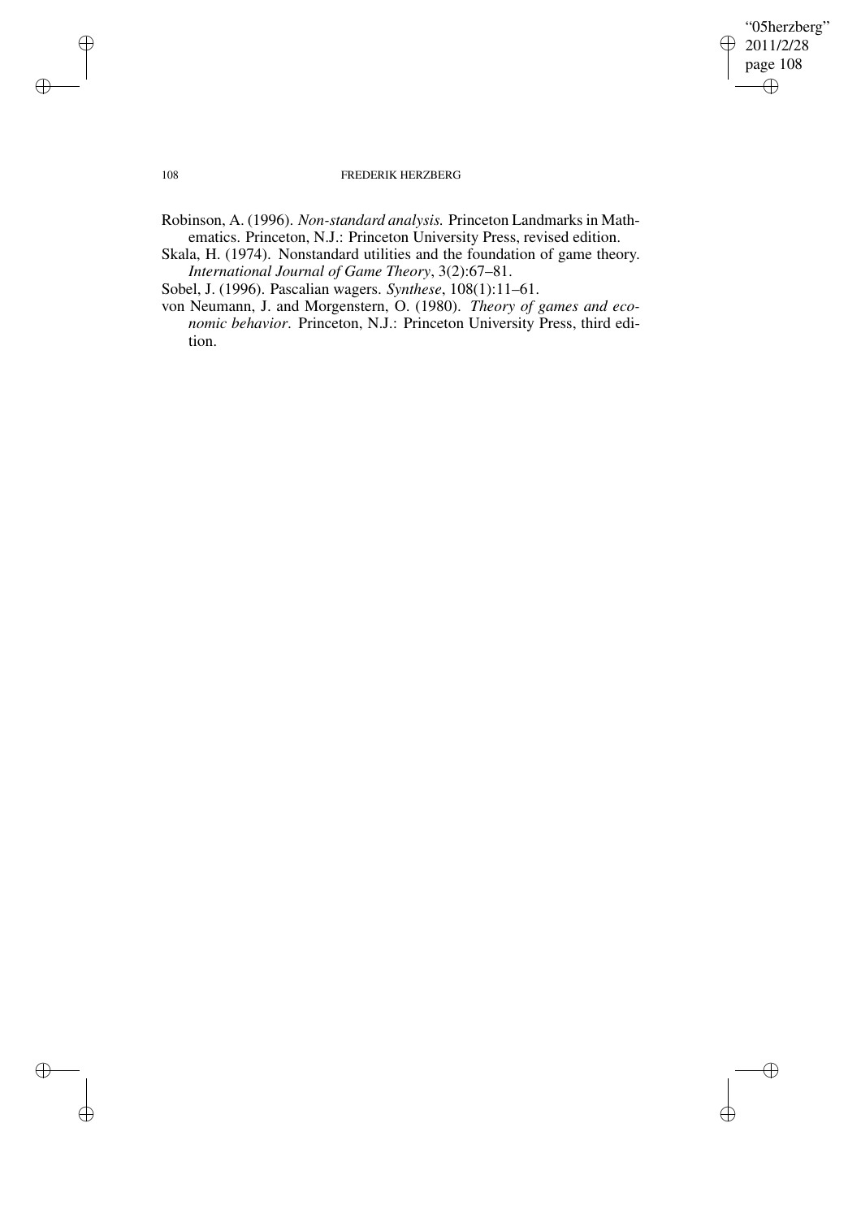Robinson, A. (1996). *Non-standard analysis.* Princeton Landmarks in Mathematics. Princeton, N.J.: Princeton University Press, revised edition.

Skala, H. (1974). Nonstandard utilities and the foundation of game theory. *International Journal of Game Theory*, 3(2):67–81.

Sobel, J. (1996). Pascalian wagers. *Synthese*, 108(1):11–61.

von Neumann, J. and Morgenstern, O. (1980). *Theory of games and economic behavior*. Princeton, N.J.: Princeton University Press, third edition.